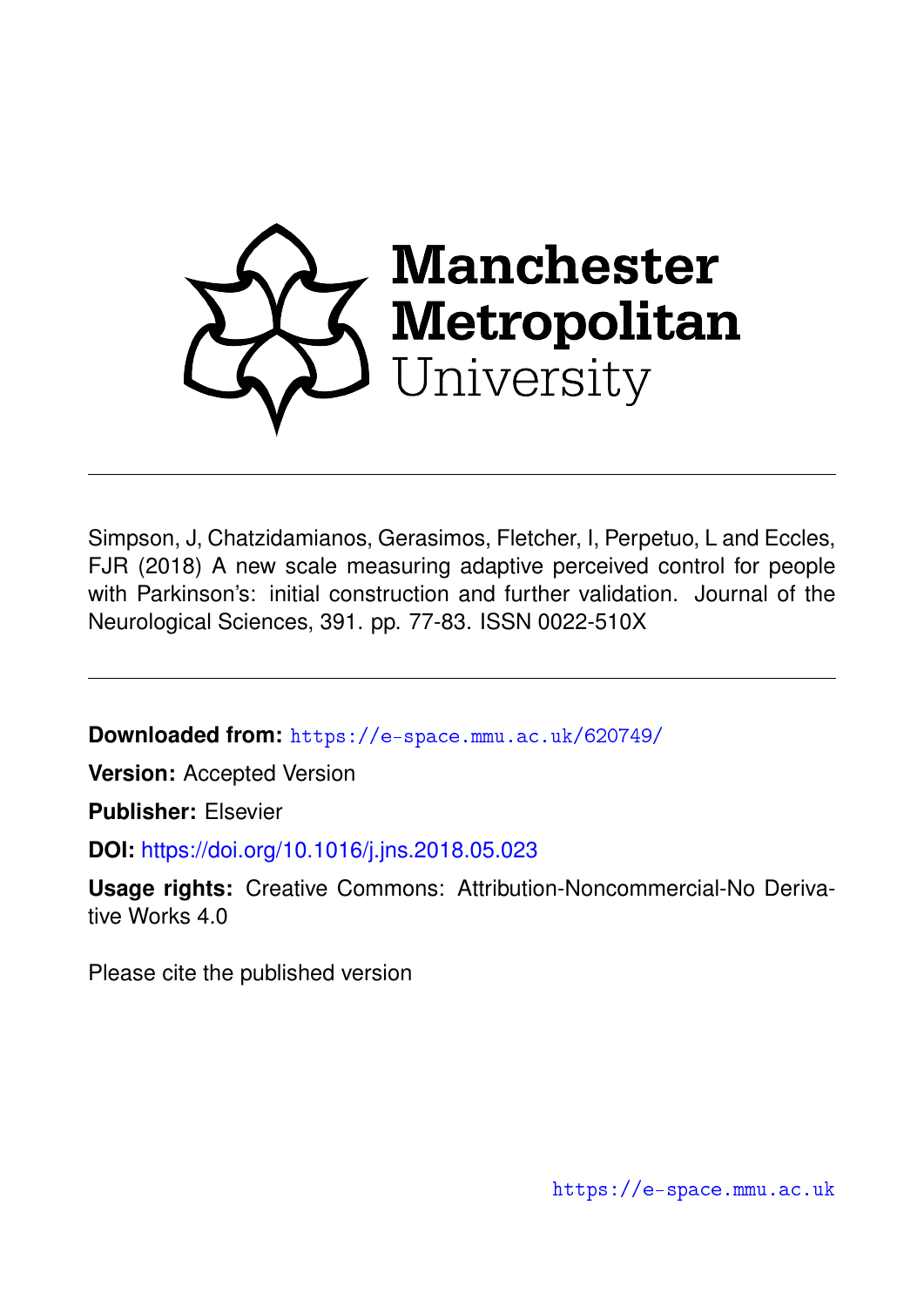Manchester Metropolitan University

---

Simpson, J, Chatzidamianos, Gerasimos, Fletcher, I, Perpetuo, L and Eccles, FJR (2018) A new scale measuring adaptive perceived control for people with Parkinson's: initial construction and further validation. Journal of the Neurological Sciences, 391. pp. 77-83. ISSN 0022-510X

---

**Downloaded from:** https://e-space.mmu.ac.uk/620749/

**Version:** Accepted Version

**Publisher:** Elsevier

**DOI:** https://doi.org/10.1016/j.jns.2018.05.023

**Usage rights:** Creative Commons: Attribution-Noncommercial-No Derivative Works 4.0

Please cite the published version

https://e-space.mmu.ac.uk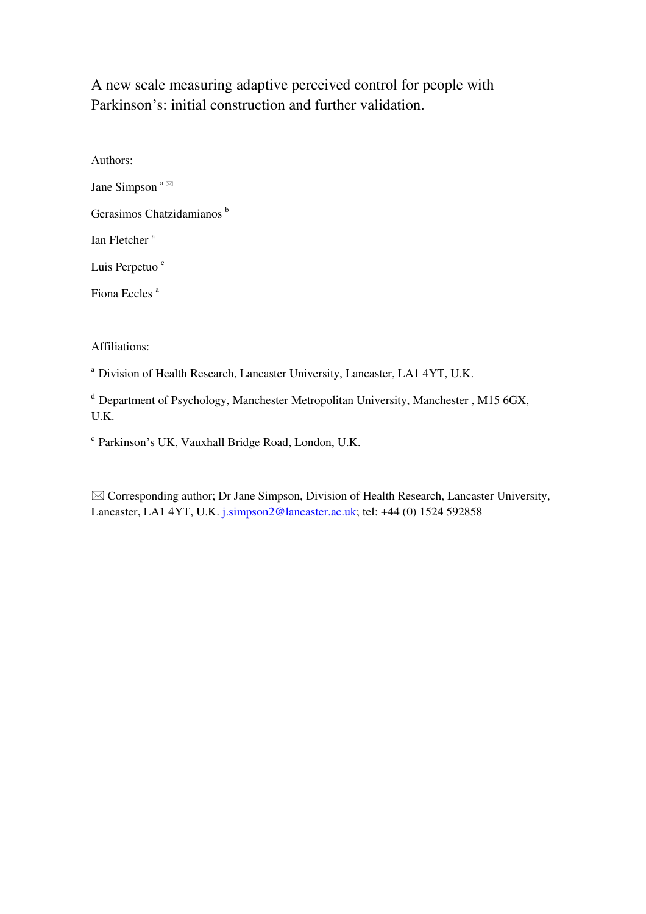# A new scale measuring adaptive perceived control for people with Parkinson's: initial construction and further validation.

Authors:

Jane Simpson [a] ✉

Gerasimos Chatzidamianos [b]

Ian Fletcher [a]

Luis Perpetuo [c]

Fiona Eccles [a]

Affiliations:

[a] Division of Health Research, Lancaster University, Lancaster, LA1 4YT, U.K.

[d] Department of Psychology, Manchester Metropolitan University, Manchester , M15 6GX, U.K.

[c] Parkinson's UK, Vauxhall Bridge Road, London, U.K.

✉ Corresponding author; Dr Jane Simpson, Division of Health Research, Lancaster University, Lancaster, LA1 4YT, U.K. j.simpson2@lancaster.ac.uk; tel: +44 (0) 1524 592858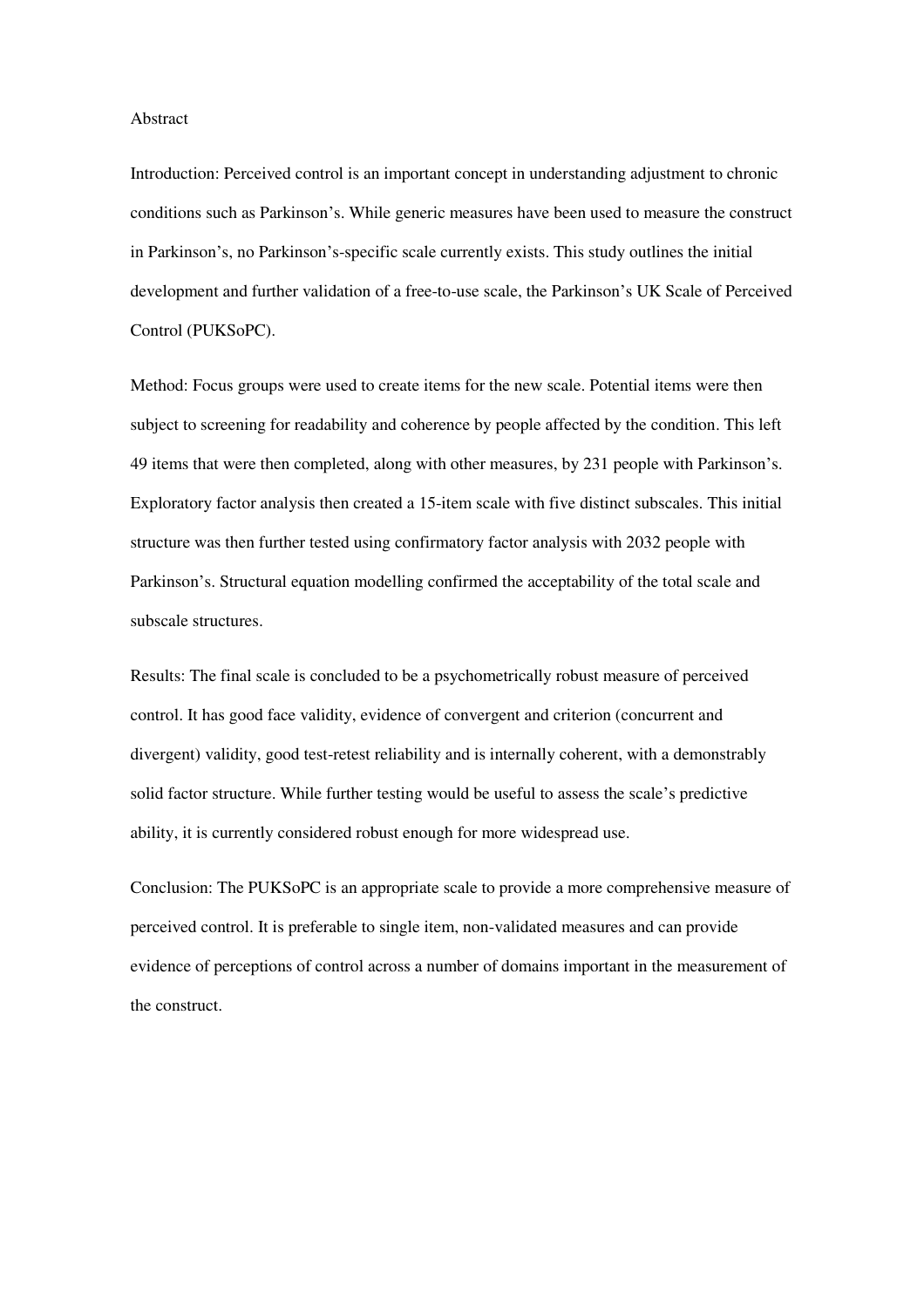## Abstract

Introduction: Perceived control is an important concept in understanding adjustment to chronic conditions such as Parkinson's. While generic measures have been used to measure the construct in Parkinson's, no Parkinson's-specific scale currently exists. This study outlines the initial development and further validation of a free-to-use scale, the Parkinson's UK Scale of Perceived Control (PUKSoPC).

Method: Focus groups were used to create items for the new scale. Potential items were then subject to screening for readability and coherence by people affected by the condition. This left 49 items that were then completed, along with other measures, by 231 people with Parkinson's. Exploratory factor analysis then created a 15-item scale with five distinct subscales. This initial structure was then further tested using confirmatory factor analysis with 2032 people with Parkinson's. Structural equation modelling confirmed the acceptability of the total scale and subscale structures.

Results: The final scale is concluded to be a psychometrically robust measure of perceived control. It has good face validity, evidence of convergent and criterion (concurrent and divergent) validity, good test-retest reliability and is internally coherent, with a demonstrably solid factor structure. While further testing would be useful to assess the scale's predictive ability, it is currently considered robust enough for more widespread use.

Conclusion: The PUKSoPC is an appropriate scale to provide a more comprehensive measure of perceived control. It is preferable to single item, non-validated measures and can provide evidence of perceptions of control across a number of domains important in the measurement of the construct.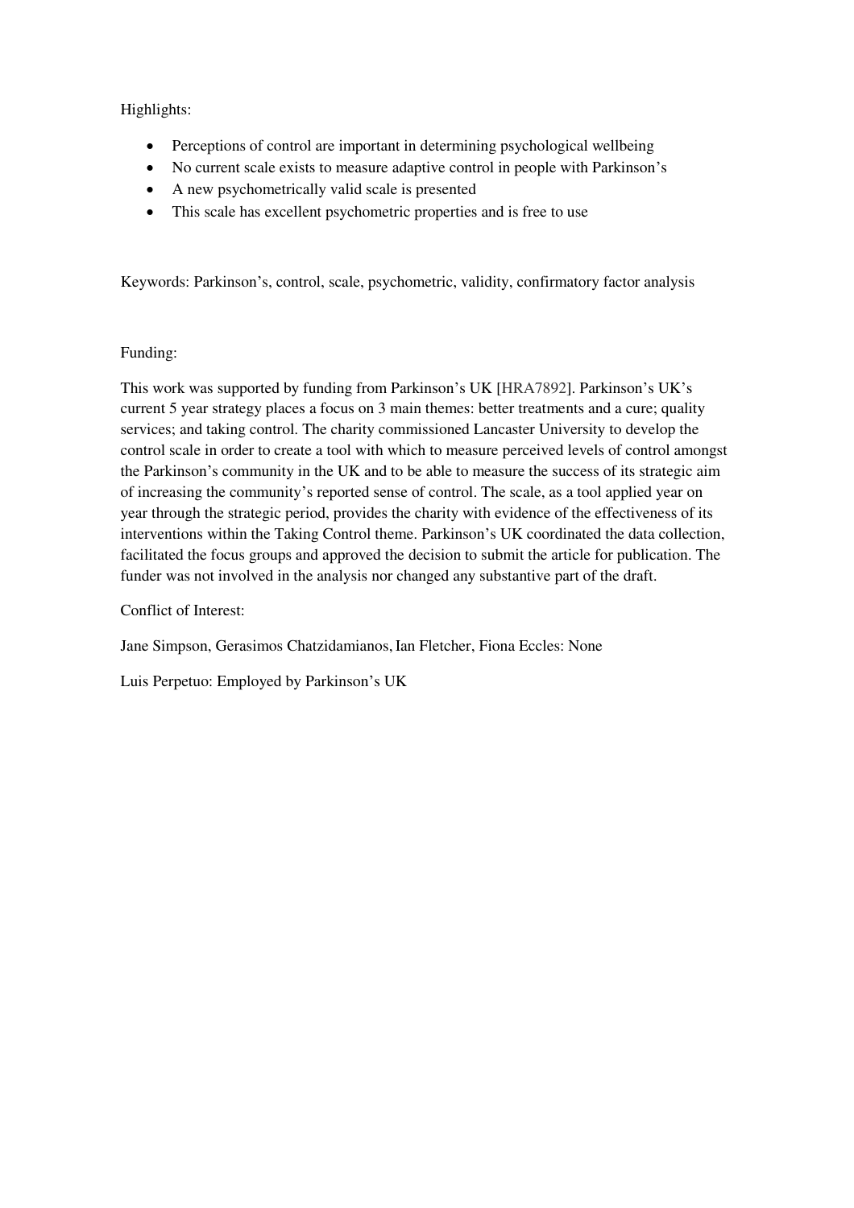Highlights:

- Perceptions of control are important in determining psychological wellbeing
- No current scale exists to measure adaptive control in people with Parkinson's
- A new psychometrically valid scale is presented
- This scale has excellent psychometric properties and is free to use

Keywords: Parkinson's, control, scale, psychometric, validity, confirmatory factor analysis

Funding:

This work was supported by funding from Parkinson's UK [HRA7892]. Parkinson's UK's current 5 year strategy places a focus on 3 main themes: better treatments and a cure; quality services; and taking control. The charity commissioned Lancaster University to develop the control scale in order to create a tool with which to measure perceived levels of control amongst the Parkinson's community in the UK and to be able to measure the success of its strategic aim of increasing the community's reported sense of control. The scale, as a tool applied year on year through the strategic period, provides the charity with evidence of the effectiveness of its interventions within the Taking Control theme. Parkinson's UK coordinated the data collection, facilitated the focus groups and approved the decision to submit the article for publication. The funder was not involved in the analysis nor changed any substantive part of the draft.

Conflict of Interest:

Jane Simpson, Gerasimos Chatzidamianos, Ian Fletcher, Fiona Eccles: None

Luis Perpetuo: Employed by Parkinson's UK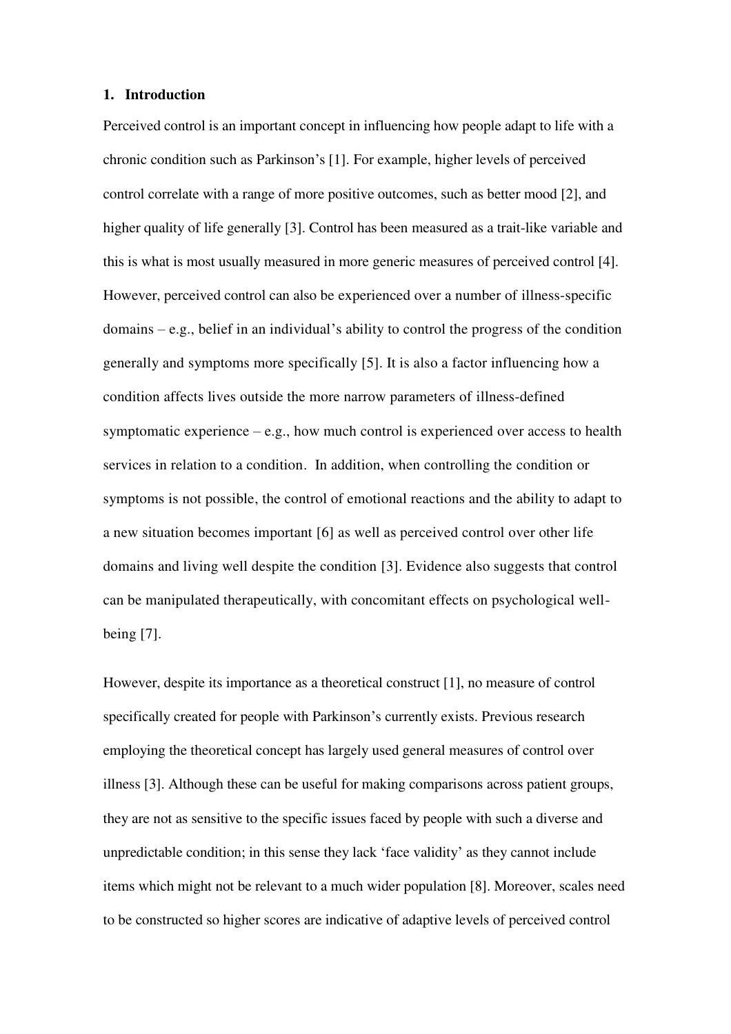## 1. Introduction

Perceived control is an important concept in influencing how people adapt to life with a chronic condition such as Parkinson's [1]. For example, higher levels of perceived control correlate with a range of more positive outcomes, such as better mood [2], and higher quality of life generally [3]. Control has been measured as a trait-like variable and this is what is most usually measured in more generic measures of perceived control [4]. However, perceived control can also be experienced over a number of illness-specific domains – e.g., belief in an individual's ability to control the progress of the condition generally and symptoms more specifically [5]. It is also a factor influencing how a condition affects lives outside the more narrow parameters of illness-defined symptomatic experience – e.g., how much control is experienced over access to health services in relation to a condition. In addition, when controlling the condition or symptoms is not possible, the control of emotional reactions and the ability to adapt to a new situation becomes important [6] as well as perceived control over other life domains and living well despite the condition [3]. Evidence also suggests that control can be manipulated therapeutically, with concomitant effects on psychological well-being [7].

However, despite its importance as a theoretical construct [1], no measure of control specifically created for people with Parkinson's currently exists. Previous research employing the theoretical concept has largely used general measures of control over illness [3]. Although these can be useful for making comparisons across patient groups, they are not as sensitive to the specific issues faced by people with such a diverse and unpredictable condition; in this sense they lack 'face validity' as they cannot include items which might not be relevant to a much wider population [8]. Moreover, scales need to be constructed so higher scores are indicative of adaptive levels of perceived control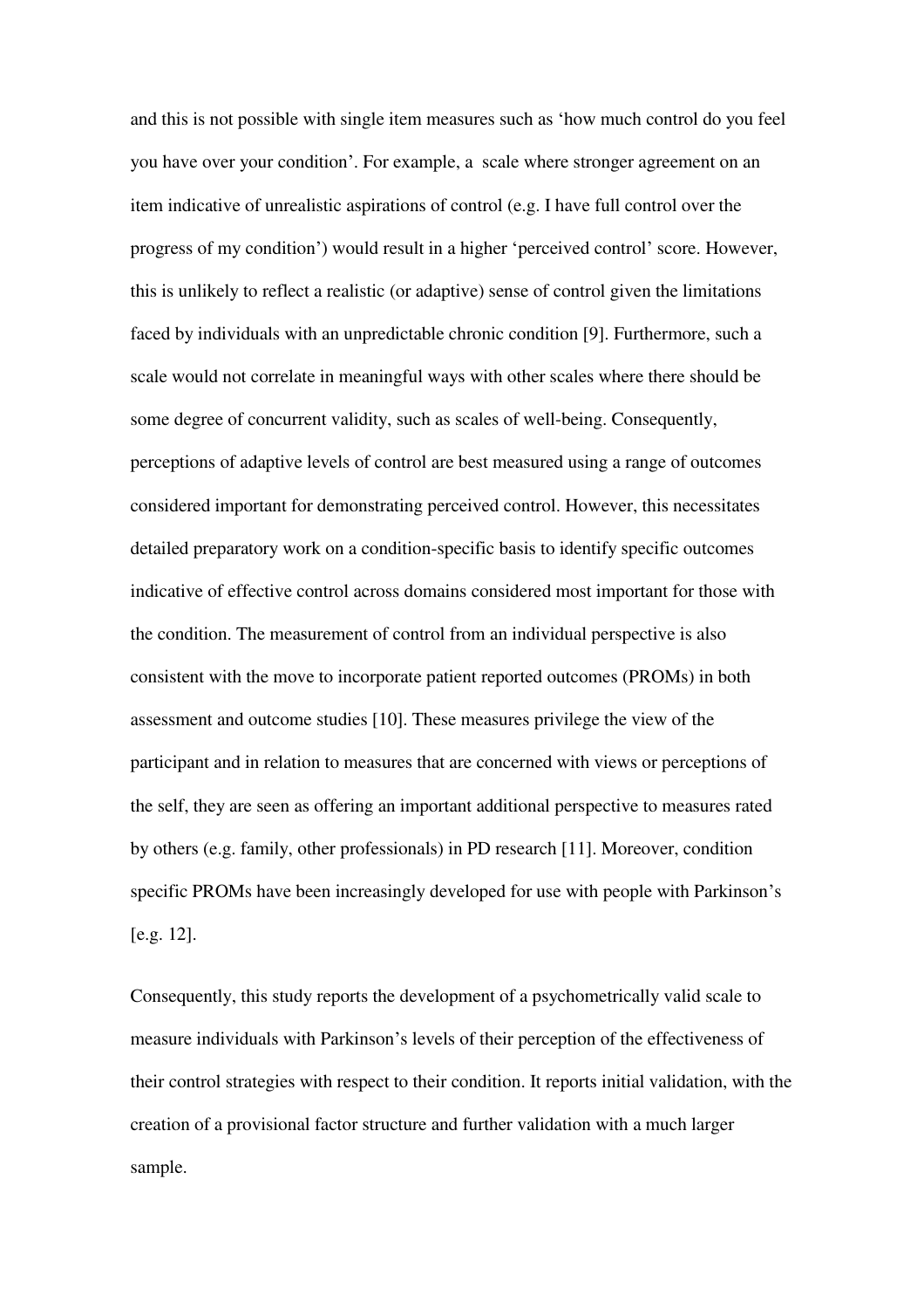and this is not possible with single item measures such as 'how much control do you feel you have over your condition'. For example, a scale where stronger agreement on an item indicative of unrealistic aspirations of control (e.g. I have full control over the progress of my condition') would result in a higher 'perceived control' score. However, this is unlikely to reflect a realistic (or adaptive) sense of control given the limitations faced by individuals with an unpredictable chronic condition [9]. Furthermore, such a scale would not correlate in meaningful ways with other scales where there should be some degree of concurrent validity, such as scales of well-being. Consequently, perceptions of adaptive levels of control are best measured using a range of outcomes considered important for demonstrating perceived control. However, this necessitates detailed preparatory work on a condition-specific basis to identify specific outcomes indicative of effective control across domains considered most important for those with the condition. The measurement of control from an individual perspective is also consistent with the move to incorporate patient reported outcomes (PROMs) in both assessment and outcome studies [10]. These measures privilege the view of the participant and in relation to measures that are concerned with views or perceptions of the self, they are seen as offering an important additional perspective to measures rated by others (e.g. family, other professionals) in PD research [11]. Moreover, condition specific PROMs have been increasingly developed for use with people with Parkinson's [e.g. 12].

Consequently, this study reports the development of a psychometrically valid scale to measure individuals with Parkinson's levels of their perception of the effectiveness of their control strategies with respect to their condition. It reports initial validation, with the creation of a provisional factor structure and further validation with a much larger sample.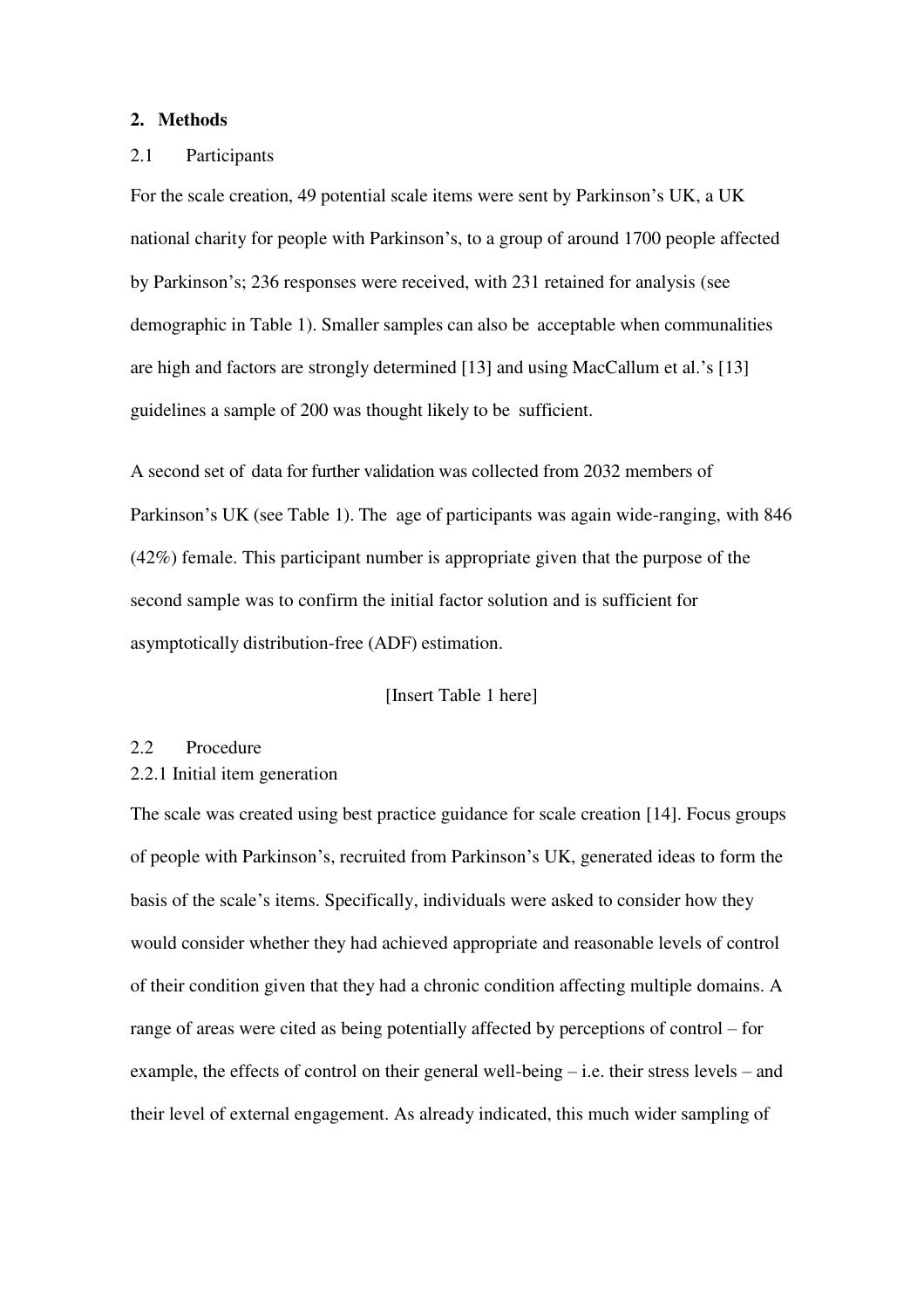## 2. Methods

### 2.1 Participants

For the scale creation, 49 potential scale items were sent by Parkinson's UK, a UK national charity for people with Parkinson's, to a group of around 1700 people affected by Parkinson's; 236 responses were received, with 231 retained for analysis (see demographic in Table 1). Smaller samples can also be acceptable when communalities are high and factors are strongly determined [13] and using MacCallum et al.'s [13] guidelines a sample of 200 was thought likely to be sufficient.

A second set of data for further validation was collected from 2032 members of Parkinson's UK (see Table 1). The age of participants was again wide-ranging, with 846 (42%) female. This participant number is appropriate given that the purpose of the second sample was to confirm the initial factor solution and is sufficient for asymptotically distribution-free (ADF) estimation.

[Insert Table 1 here]

### 2.2 Procedure

#### 2.2.1 Initial item generation

The scale was created using best practice guidance for scale creation [14]. Focus groups of people with Parkinson's, recruited from Parkinson's UK, generated ideas to form the basis of the scale's items. Specifically, individuals were asked to consider how they would consider whether they had achieved appropriate and reasonable levels of control of their condition given that they had a chronic condition affecting multiple domains. A range of areas were cited as being potentially affected by perceptions of control – for example, the effects of control on their general well-being – i.e. their stress levels – and their level of external engagement. As already indicated, this much wider sampling of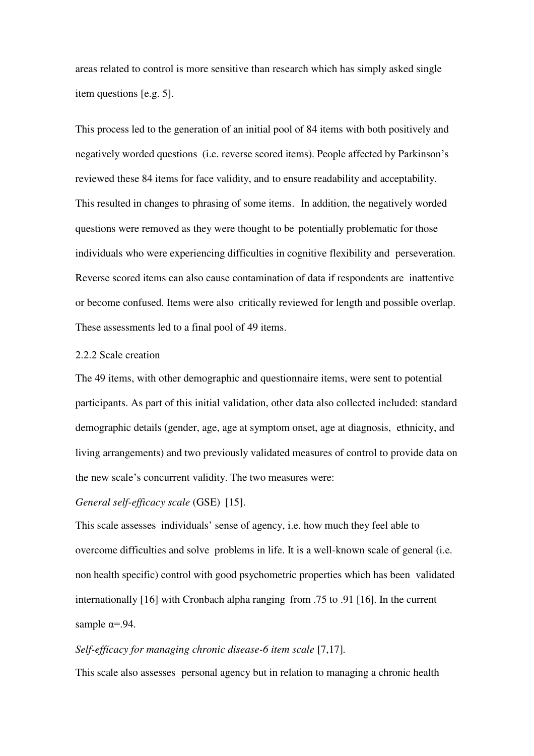areas related to control is more sensitive than research which has simply asked single item questions [e.g. 5].

This process led to the generation of an initial pool of 84 items with both positively and negatively worded questions (i.e. reverse scored items). People affected by Parkinson's reviewed these 84 items for face validity, and to ensure readability and acceptability. This resulted in changes to phrasing of some items. In addition, the negatively worded questions were removed as they were thought to be potentially problematic for those individuals who were experiencing difficulties in cognitive flexibility and perseveration. Reverse scored items can also cause contamination of data if respondents are inattentive or become confused. Items were also critically reviewed for length and possible overlap. These assessments led to a final pool of 49 items.

2.2.2 Scale creation

The 49 items, with other demographic and questionnaire items, were sent to potential participants. As part of this initial validation, other data also collected included: standard demographic details (gender, age, age at symptom onset, age at diagnosis, ethnicity, and living arrangements) and two previously validated measures of control to provide data on the new scale's concurrent validity. The two measures were:

*General self-efficacy scale* (GSE) [15].

This scale assesses individuals' sense of agency, i.e. how much they feel able to overcome difficulties and solve problems in life. It is a well-known scale of general (i.e. non health specific) control with good psychometric properties which has been validated internationally [16] with Cronbach alpha ranging from .75 to .91 [16]. In the current sample $\alpha$=.94.

*Self-efficacy for managing chronic disease-6 item scale* [7,17].

This scale also assesses personal agency but in relation to managing a chronic health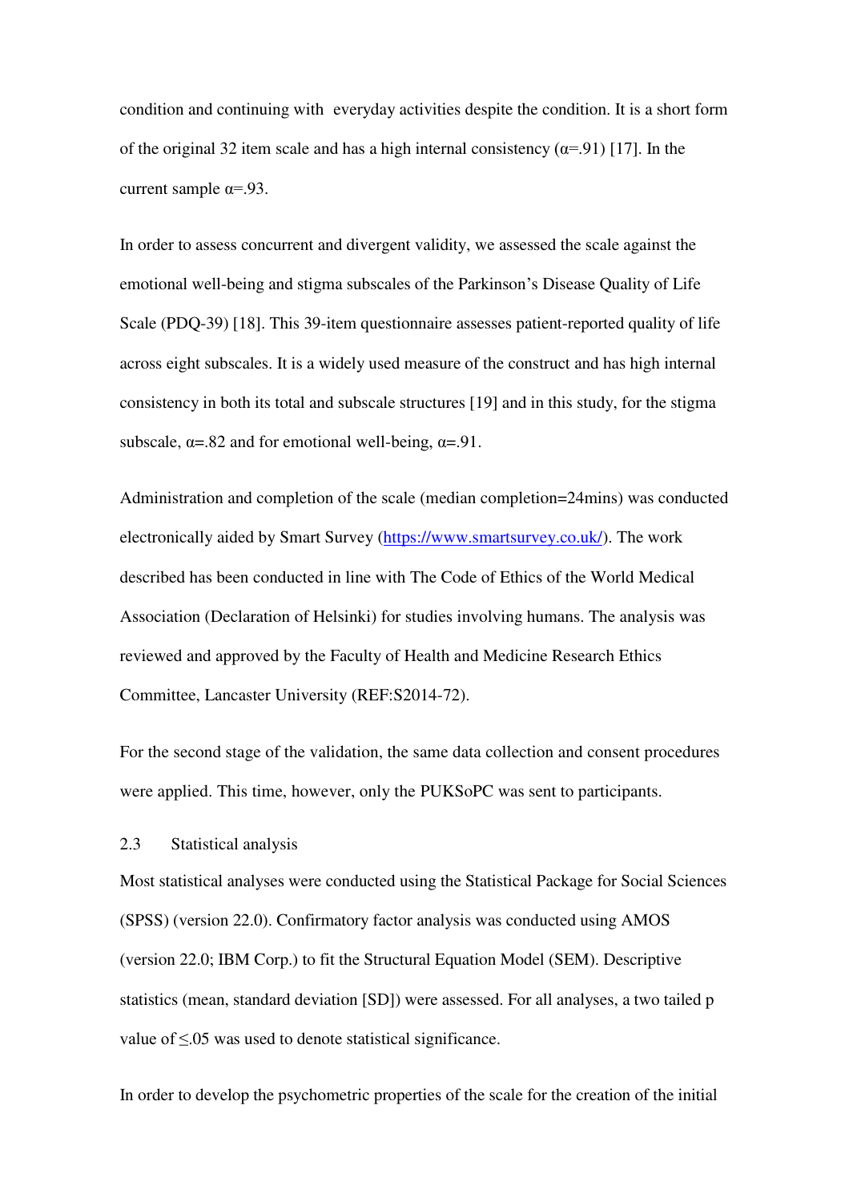condition and continuing with everyday activities despite the condition. It is a short form of the original 32 item scale and has a high internal consistency (α=.91) [17]. In the current sample α=.93.

In order to assess concurrent and divergent validity, we assessed the scale against the emotional well-being and stigma subscales of the Parkinson's Disease Quality of Life Scale (PDQ-39) [18]. This 39-item questionnaire assesses patient-reported quality of life across eight subscales. It is a widely used measure of the construct and has high internal consistency in both its total and subscale structures [19] and in this study, for the stigma subscale, α=.82 and for emotional well-being, α=.91.

Administration and completion of the scale (median completion=24mins) was conducted electronically aided by Smart Survey (https://www.smartsurvey.co.uk/). The work described has been conducted in line with The Code of Ethics of the World Medical Association (Declaration of Helsinki) for studies involving humans. The analysis was reviewed and approved by the Faculty of Health and Medicine Research Ethics Committee, Lancaster University (REF:S2014-72).

For the second stage of the validation, the same data collection and consent procedures were applied. This time, however, only the PUKSoPC was sent to participants.

### 2.3 Statistical analysis

Most statistical analyses were conducted using the Statistical Package for Social Sciences (SPSS) (version 22.0). Confirmatory factor analysis was conducted using AMOS (version 22.0; IBM Corp.) to fit the Structural Equation Model (SEM). Descriptive statistics (mean, standard deviation [SD]) were assessed. For all analyses, a two tailed p value of $\leq$.05 was used to denote statistical significance.

In order to develop the psychometric properties of the scale for the creation of the initial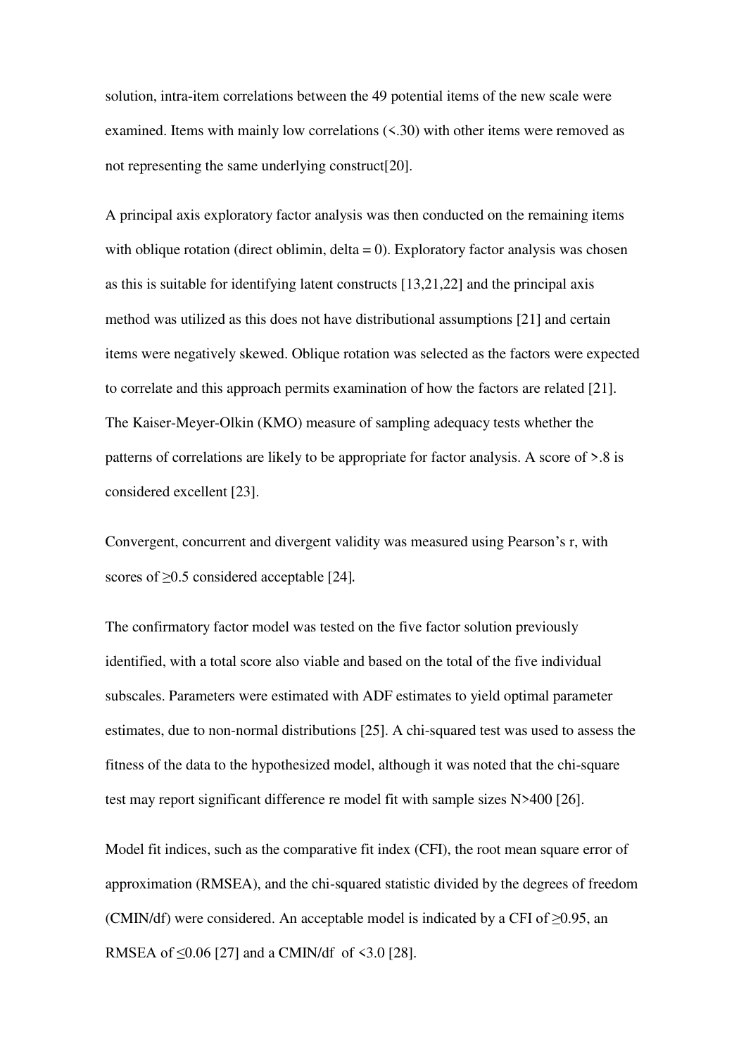solution, intra-item correlations between the 49 potential items of the new scale were examined. Items with mainly low correlations (<.30) with other items were removed as not representing the same underlying construct[20].

A principal axis exploratory factor analysis was then conducted on the remaining items with oblique rotation (direct oblimin, delta = 0). Exploratory factor analysis was chosen as this is suitable for identifying latent constructs [13,21,22] and the principal axis method was utilized as this does not have distributional assumptions [21] and certain items were negatively skewed. Oblique rotation was selected as the factors were expected to correlate and this approach permits examination of how the factors are related [21]. The Kaiser-Meyer-Olkin (KMO) measure of sampling adequacy tests whether the patterns of correlations are likely to be appropriate for factor analysis. A score of >.8 is considered excellent [23].

Convergent, concurrent and divergent validity was measured using Pearson's r, with scores of ≥0.5 considered acceptable [24].

The confirmatory factor model was tested on the five factor solution previously identified, with a total score also viable and based on the total of the five individual subscales. Parameters were estimated with ADF estimates to yield optimal parameter estimates, due to non-normal distributions [25]. A chi-squared test was used to assess the fitness of the data to the hypothesized model, although it was noted that the chi-square test may report significant difference re model fit with sample sizes N>400 [26].

Model fit indices, such as the comparative fit index (CFI), the root mean square error of approximation (RMSEA), and the chi-squared statistic divided by the degrees of freedom (CMIN/df) were considered. An acceptable model is indicated by a CFI of ≥0.95, an RMSEA of ≤0.06 [27] and a CMIN/df of <3.0 [28].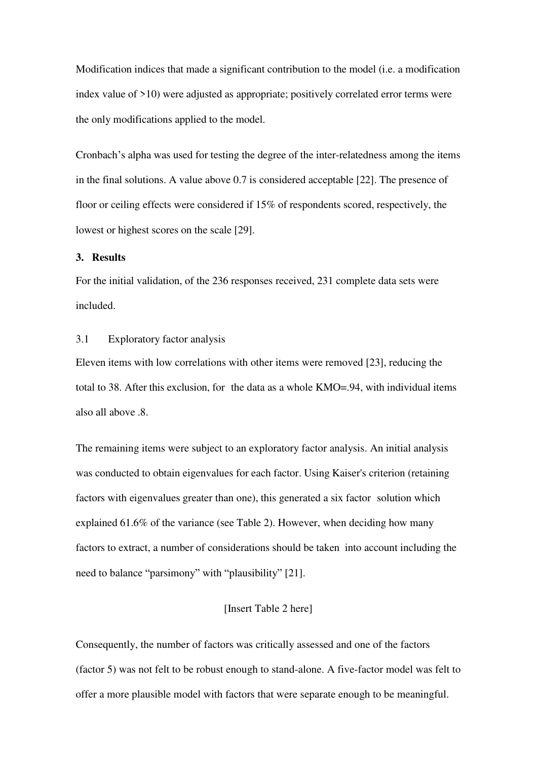Modification indices that made a significant contribution to the model (i.e. a modification index value of >10) were adjusted as appropriate; positively correlated error terms were the only modifications applied to the model.

Cronbach's alpha was used for testing the degree of the inter-relatedness among the items in the final solutions. A value above 0.7 is considered acceptable [22]. The presence of floor or ceiling effects were considered if 15% of respondents scored, respectively, the lowest or highest scores on the scale [29].

## 3. Results

For the initial validation, of the 236 responses received, 231 complete data sets were included.

### 3.1 Exploratory factor analysis

Eleven items with low correlations with other items were removed [23], reducing the total to 38. After this exclusion, for the data as a whole KMO=.94, with individual items also all above .8.

The remaining items were subject to an exploratory factor analysis. An initial analysis was conducted to obtain eigenvalues for each factor. Using Kaiser's criterion (retaining factors with eigenvalues greater than one), this generated a six factor solution which explained 61.6% of the variance (see Table 2). However, when deciding how many factors to extract, a number of considerations should be taken into account including the need to balance "parsimony" with "plausibility" [21].

[Insert Table 2 here]

Consequently, the number of factors was critically assessed and one of the factors (factor 5) was not felt to be robust enough to stand-alone. A five-factor model was felt to offer a more plausible model with factors that were separate enough to be meaningful.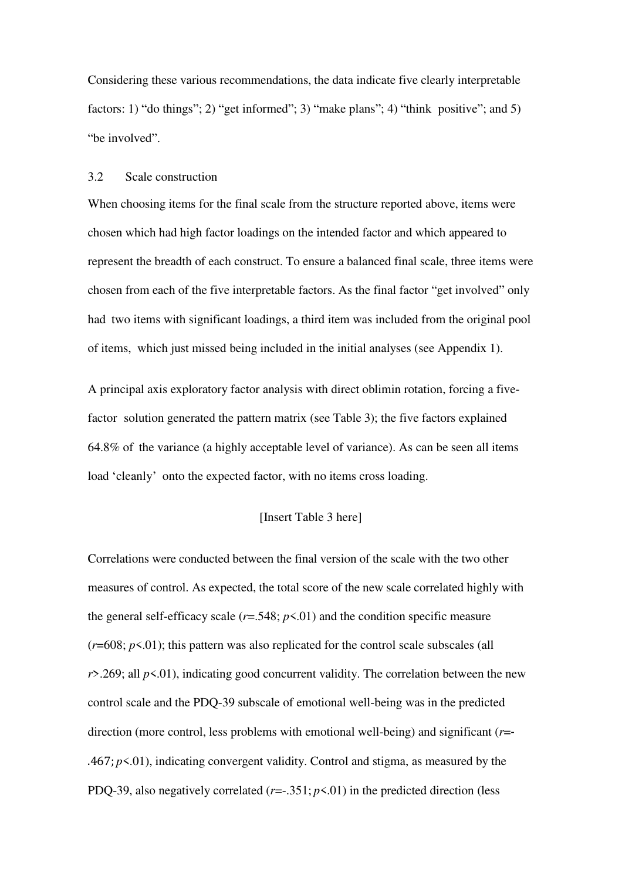Considering these various recommendations, the data indicate five clearly interpretable factors: 1) "do things"; 2) "get informed"; 3) "make plans"; 4) "think positive"; and 5) "be involved".

### 3.2 Scale construction

When choosing items for the final scale from the structure reported above, items were chosen which had high factor loadings on the intended factor and which appeared to represent the breadth of each construct. To ensure a balanced final scale, three items were chosen from each of the five interpretable factors. As the final factor "get involved" only had two items with significant loadings, a third item was included from the original pool of items, which just missed being included in the initial analyses (see Appendix 1).

A principal axis exploratory factor analysis with direct oblimin rotation, forcing a five-factor solution generated the pattern matrix (see Table 3); the five factors explained 64.8% of the variance (a highly acceptable level of variance). As can be seen all items load 'cleanly' onto the expected factor, with no items cross loading.

[Insert Table 3 here]

Correlations were conducted between the final version of the scale with the two other measures of control. As expected, the total score of the new scale correlated highly with the general self-efficacy scale ($r$=.548; $p$<.01) and the condition specific measure ($r$=608; $p$<.01); this pattern was also replicated for the control scale subscales (all $r$>.269; all $p$<.01), indicating good concurrent validity. The correlation between the new control scale and the PDQ-39 subscale of emotional well-being was in the predicted direction (more control, less problems with emotional well-being) and significant ($r$=-.467; $p$<.01), indicating convergent validity. Control and stigma, as measured by the PDQ-39, also negatively correlated ($r$=-.351; $p$<.01) in the predicted direction (less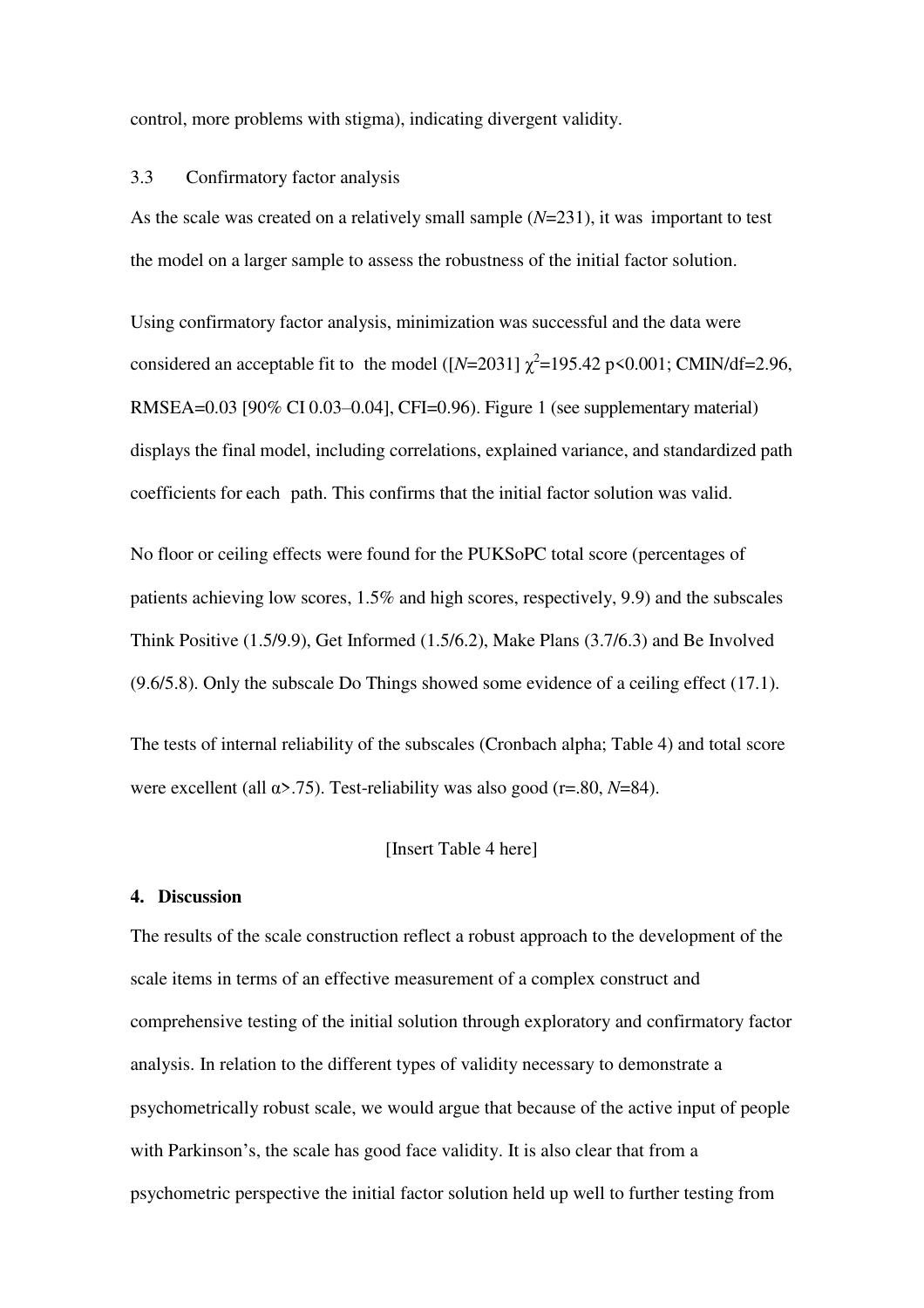control, more problems with stigma), indicating divergent validity.

### 3.3 Confirmatory factor analysis

As the scale was created on a relatively small sample (*N*=231), it was important to test the model on a larger sample to assess the robustness of the initial factor solution.

Using confirmatory factor analysis, minimization was successful and the data were considered an acceptable fit to the model ([*N*=2031] $\chi^2$=195.42 p<0.001; CMIN/df=2.96, RMSEA=0.03 [90% CI 0.03–0.04], CFI=0.96). Figure 1 (see supplementary material) displays the final model, including correlations, explained variance, and standardized path coefficients for each path. This confirms that the initial factor solution was valid.

No floor or ceiling effects were found for the PUKSoPC total score (percentages of patients achieving low scores, 1.5% and high scores, respectively, 9.9) and the subscales Think Positive (1.5/9.9), Get Informed (1.5/6.2), Make Plans (3.7/6.3) and Be Involved (9.6/5.8). Only the subscale Do Things showed some evidence of a ceiling effect (17.1).

The tests of internal reliability of the subscales (Cronbach alpha; Table 4) and total score were excellent (all $\alpha$>.75). Test-reliability was also good (r=.80, *N*=84).

[Insert Table 4 here]

## 4. Discussion

The results of the scale construction reflect a robust approach to the development of the scale items in terms of an effective measurement of a complex construct and comprehensive testing of the initial solution through exploratory and confirmatory factor analysis. In relation to the different types of validity necessary to demonstrate a psychometrically robust scale, we would argue that because of the active input of people with Parkinson's, the scale has good face validity. It is also clear that from a psychometric perspective the initial factor solution held up well to further testing from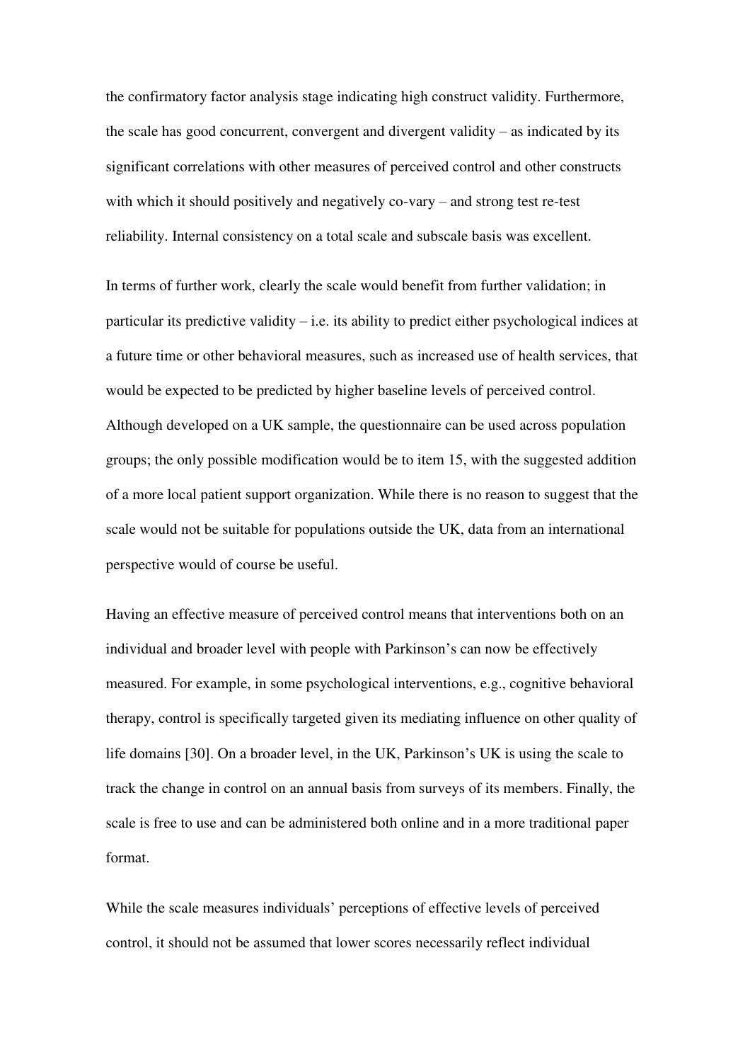the confirmatory factor analysis stage indicating high construct validity. Furthermore, the scale has good concurrent, convergent and divergent validity – as indicated by its significant correlations with other measures of perceived control and other constructs with which it should positively and negatively co-vary – and strong test re-test reliability. Internal consistency on a total scale and subscale basis was excellent.

In terms of further work, clearly the scale would benefit from further validation; in particular its predictive validity – i.e. its ability to predict either psychological indices at a future time or other behavioral measures, such as increased use of health services, that would be expected to be predicted by higher baseline levels of perceived control. Although developed on a UK sample, the questionnaire can be used across population groups; the only possible modification would be to item 15, with the suggested addition of a more local patient support organization. While there is no reason to suggest that the scale would not be suitable for populations outside the UK, data from an international perspective would of course be useful.

Having an effective measure of perceived control means that interventions both on an individual and broader level with people with Parkinson's can now be effectively measured. For example, in some psychological interventions, e.g., cognitive behavioral therapy, control is specifically targeted given its mediating influence on other quality of life domains [30]. On a broader level, in the UK, Parkinson's UK is using the scale to track the change in control on an annual basis from surveys of its members. Finally, the scale is free to use and can be administered both online and in a more traditional paper format.

While the scale measures individuals' perceptions of effective levels of perceived control, it should not be assumed that lower scores necessarily reflect individual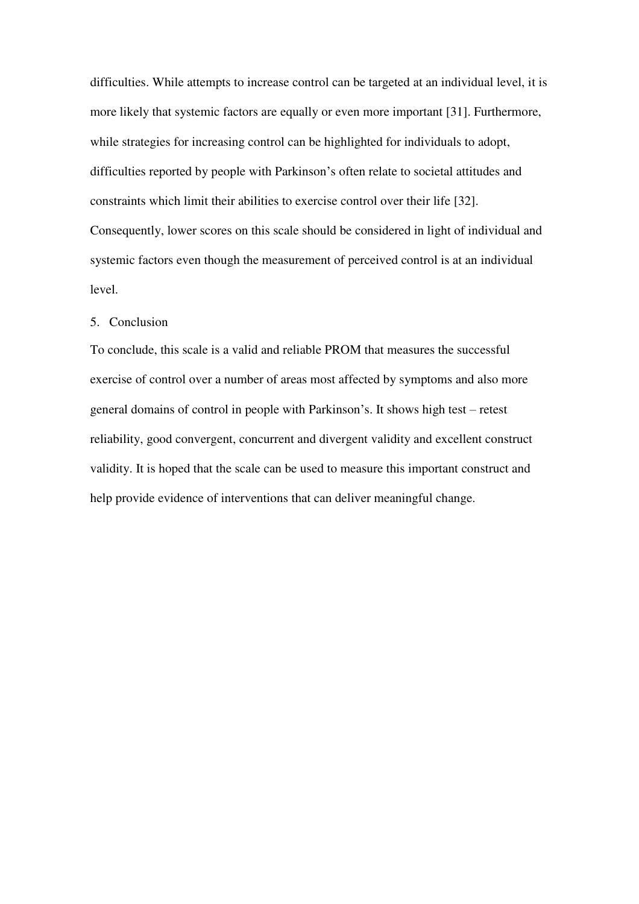difficulties. While attempts to increase control can be targeted at an individual level, it is more likely that systemic factors are equally or even more important [31]. Furthermore, while strategies for increasing control can be highlighted for individuals to adopt, difficulties reported by people with Parkinson's often relate to societal attitudes and constraints which limit their abilities to exercise control over their life [32]. Consequently, lower scores on this scale should be considered in light of individual and systemic factors even though the measurement of perceived control is at an individual level.

## 5. Conclusion

To conclude, this scale is a valid and reliable PROM that measures the successful exercise of control over a number of areas most affected by symptoms and also more general domains of control in people with Parkinson's. It shows high test – retest reliability, good convergent, concurrent and divergent validity and excellent construct validity. It is hoped that the scale can be used to measure this important construct and help provide evidence of interventions that can deliver meaningful change.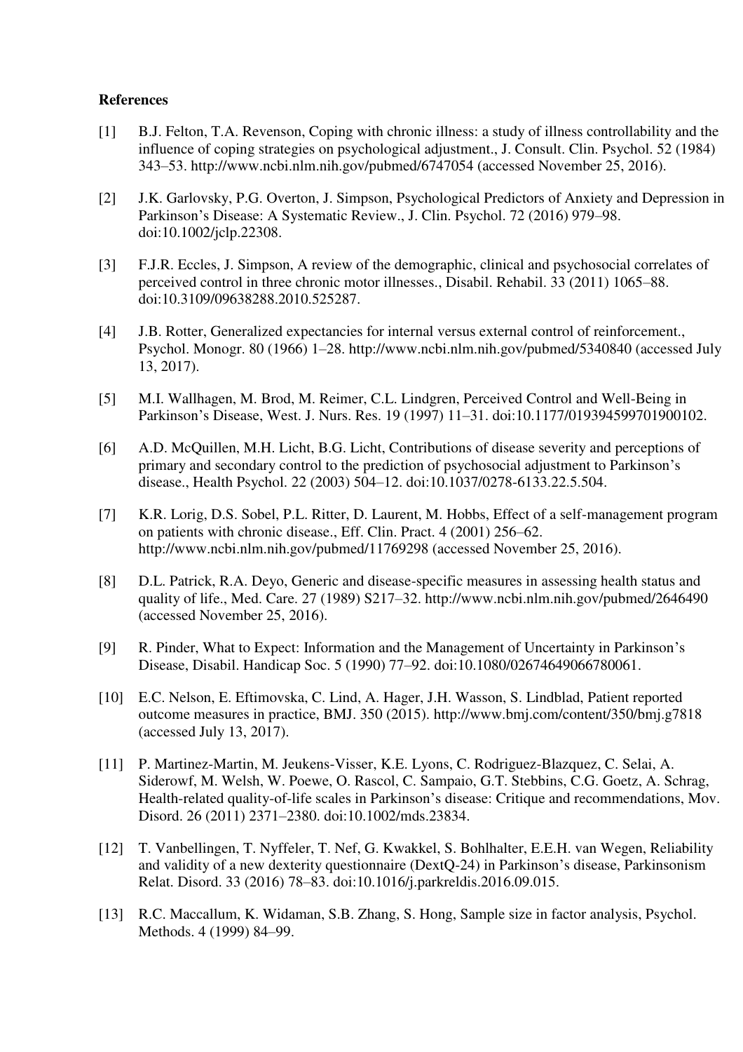**References**

[1] B.J. Felton, T.A. Revenson, Coping with chronic illness: a study of illness controllability and the influence of coping strategies on psychological adjustment., J. Consult. Clin. Psychol. 52 (1984) 343–53. http://www.ncbi.nlm.nih.gov/pubmed/6747054 (accessed November 25, 2016).

[2] J.K. Garlovsky, P.G. Overton, J. Simpson, Psychological Predictors of Anxiety and Depression in Parkinson's Disease: A Systematic Review., J. Clin. Psychol. 72 (2016) 979–98. doi:10.1002/jclp.22308.

[3] F.J.R. Eccles, J. Simpson, A review of the demographic, clinical and psychosocial correlates of perceived control in three chronic motor illnesses., Disabil. Rehabil. 33 (2011) 1065–88. doi:10.3109/09638288.2010.525287.

[4] J.B. Rotter, Generalized expectancies for internal versus external control of reinforcement., Psychol. Monogr. 80 (1966) 1–28. http://www.ncbi.nlm.nih.gov/pubmed/5340840 (accessed July 13, 2017).

[5] M.I. Wallhagen, M. Brod, M. Reimer, C.L. Lindgren, Perceived Control and Well-Being in Parkinson's Disease, West. J. Nurs. Res. 19 (1997) 11–31. doi:10.1177/019394599701900102.

[6] A.D. McQuillen, M.H. Licht, B.G. Licht, Contributions of disease severity and perceptions of primary and secondary control to the prediction of psychosocial adjustment to Parkinson's disease., Health Psychol. 22 (2003) 504–12. doi:10.1037/0278-6133.22.5.504.

[7] K.R. Lorig, D.S. Sobel, P.L. Ritter, D. Laurent, M. Hobbs, Effect of a self-management program on patients with chronic disease., Eff. Clin. Pract. 4 (2001) 256–62. http://www.ncbi.nlm.nih.gov/pubmed/11769298 (accessed November 25, 2016).

[8] D.L. Patrick, R.A. Deyo, Generic and disease-specific measures in assessing health status and quality of life., Med. Care. 27 (1989) S217–32. http://www.ncbi.nlm.nih.gov/pubmed/2646490 (accessed November 25, 2016).

[9] R. Pinder, What to Expect: Information and the Management of Uncertainty in Parkinson's Disease, Disabil. Handicap Soc. 5 (1990) 77–92. doi:10.1080/02674649066780061.

[10] E.C. Nelson, E. Eftimovska, C. Lind, A. Hager, J.H. Wasson, S. Lindblad, Patient reported outcome measures in practice, BMJ. 350 (2015). http://www.bmj.com/content/350/bmj.g7818 (accessed July 13, 2017).

[11] P. Martinez-Martin, M. Jeukens-Visser, K.E. Lyons, C. Rodriguez-Blazquez, C. Selai, A. Siderowf, M. Welsh, W. Poewe, O. Rascol, C. Sampaio, G.T. Stebbins, C.G. Goetz, A. Schrag, Health-related quality-of-life scales in Parkinson's disease: Critique and recommendations, Mov. Disord. 26 (2011) 2371–2380. doi:10.1002/mds.23834.

[12] T. Vanbellingen, T. Nyffeler, T. Nef, G. Kwakkel, S. Bohlhalter, E.E.H. van Wegen, Reliability and validity of a new dexterity questionnaire (DextQ-24) in Parkinson's disease, Parkinsonism Relat. Disord. 33 (2016) 78–83. doi:10.1016/j.parkreldis.2016.09.015.

[13] R.C. Maccallum, K. Widaman, S.B. Zhang, S. Hong, Sample size in factor analysis, Psychol. Methods. 4 (1999) 84–99.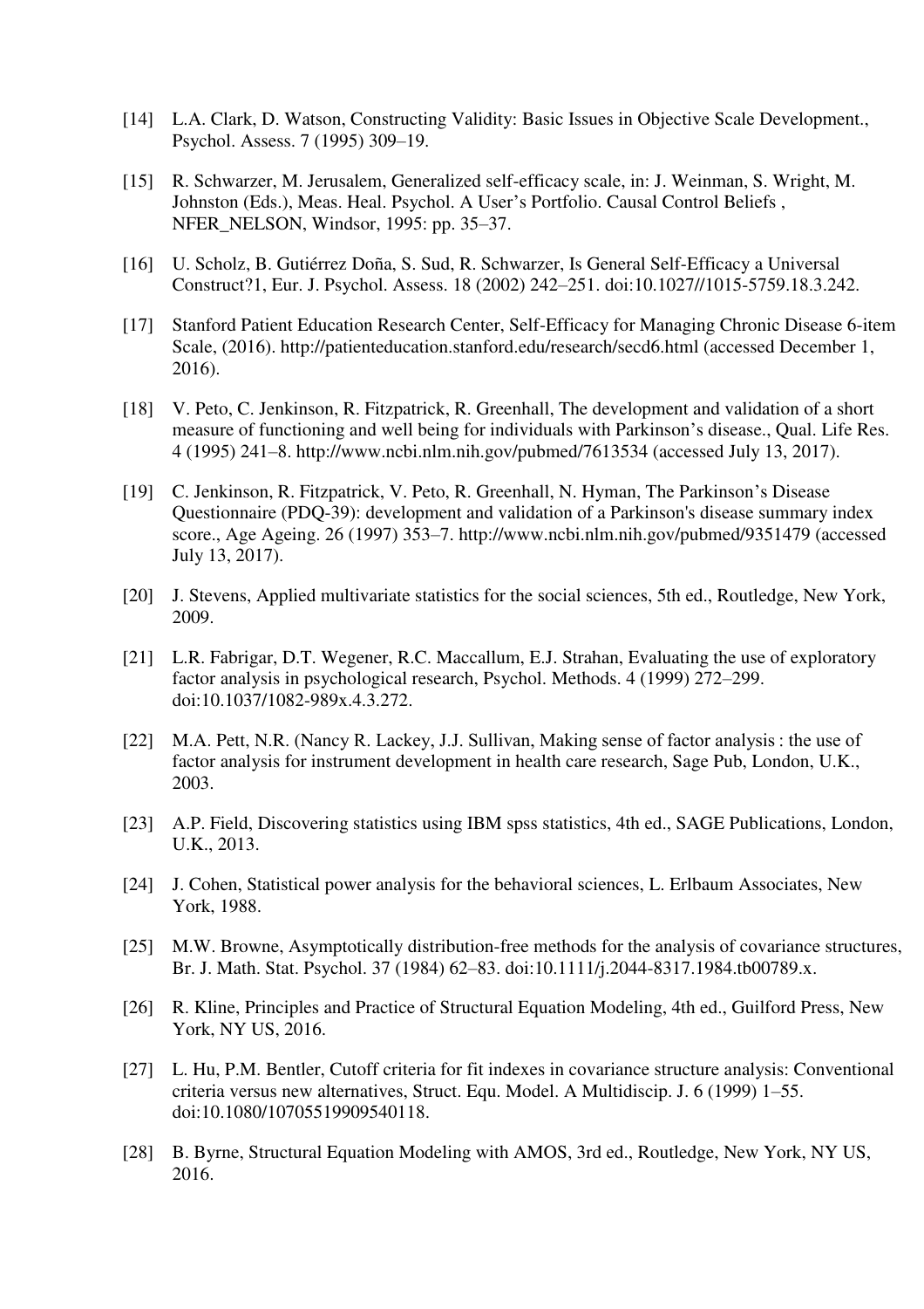[14] L.A. Clark, D. Watson, Constructing Validity: Basic Issues in Objective Scale Development., Psychol. Assess. 7 (1995) 309–19.

[15] R. Schwarzer, M. Jerusalem, Generalized self-efficacy scale, in: J. Weinman, S. Wright, M. Johnston (Eds.), Meas. Heal. Psychol. A User's Portfolio. Causal Control Beliefs , NFER_NELSON, Windsor, 1995: pp. 35–37.

[16] U. Scholz, B. Gutiérrez Doña, S. Sud, R. Schwarzer, Is General Self-Efficacy a Universal Construct?1, Eur. J. Psychol. Assess. 18 (2002) 242–251. doi:10.1027//1015-5759.18.3.242.

[17] Stanford Patient Education Research Center, Self-Efficacy for Managing Chronic Disease 6-item Scale, (2016). http://patienteducation.stanford.edu/research/secd6.html (accessed December 1, 2016).

[18] V. Peto, C. Jenkinson, R. Fitzpatrick, R. Greenhall, The development and validation of a short measure of functioning and well being for individuals with Parkinson's disease., Qual. Life Res. 4 (1995) 241–8. http://www.ncbi.nlm.nih.gov/pubmed/7613534 (accessed July 13, 2017).

[19] C. Jenkinson, R. Fitzpatrick, V. Peto, R. Greenhall, N. Hyman, The Parkinson's Disease Questionnaire (PDQ-39): development and validation of a Parkinson's disease summary index score., Age Ageing. 26 (1997) 353–7. http://www.ncbi.nlm.nih.gov/pubmed/9351479 (accessed July 13, 2017).

[20] J. Stevens, Applied multivariate statistics for the social sciences, 5th ed., Routledge, New York, 2009.

[21] L.R. Fabrigar, D.T. Wegener, R.C. Maccallum, E.J. Strahan, Evaluating the use of exploratory factor analysis in psychological research, Psychol. Methods. 4 (1999) 272–299. doi:10.1037/1082-989x.4.3.272.

[22] M.A. Pett, N.R. (Nancy R. Lackey, J.J. Sullivan, Making sense of factor analysis : the use of factor analysis for instrument development in health care research, Sage Pub, London, U.K., 2003.

[23] A.P. Field, Discovering statistics using IBM spss statistics, 4th ed., SAGE Publications, London, U.K., 2013.

[24] J. Cohen, Statistical power analysis for the behavioral sciences, L. Erlbaum Associates, New York, 1988.

[25] M.W. Browne, Asymptotically distribution-free methods for the analysis of covariance structures, Br. J. Math. Stat. Psychol. 37 (1984) 62–83. doi:10.1111/j.2044-8317.1984.tb00789.x.

[26] R. Kline, Principles and Practice of Structural Equation Modeling, 4th ed., Guilford Press, New York, NY US, 2016.

[27] L. Hu, P.M. Bentler, Cutoff criteria for fit indexes in covariance structure analysis: Conventional criteria versus new alternatives, Struct. Equ. Model. A Multidiscip. J. 6 (1999) 1–55. doi:10.1080/10705519909540118.

[28] B. Byrne, Structural Equation Modeling with AMOS, 3rd ed., Routledge, New York, NY US, 2016.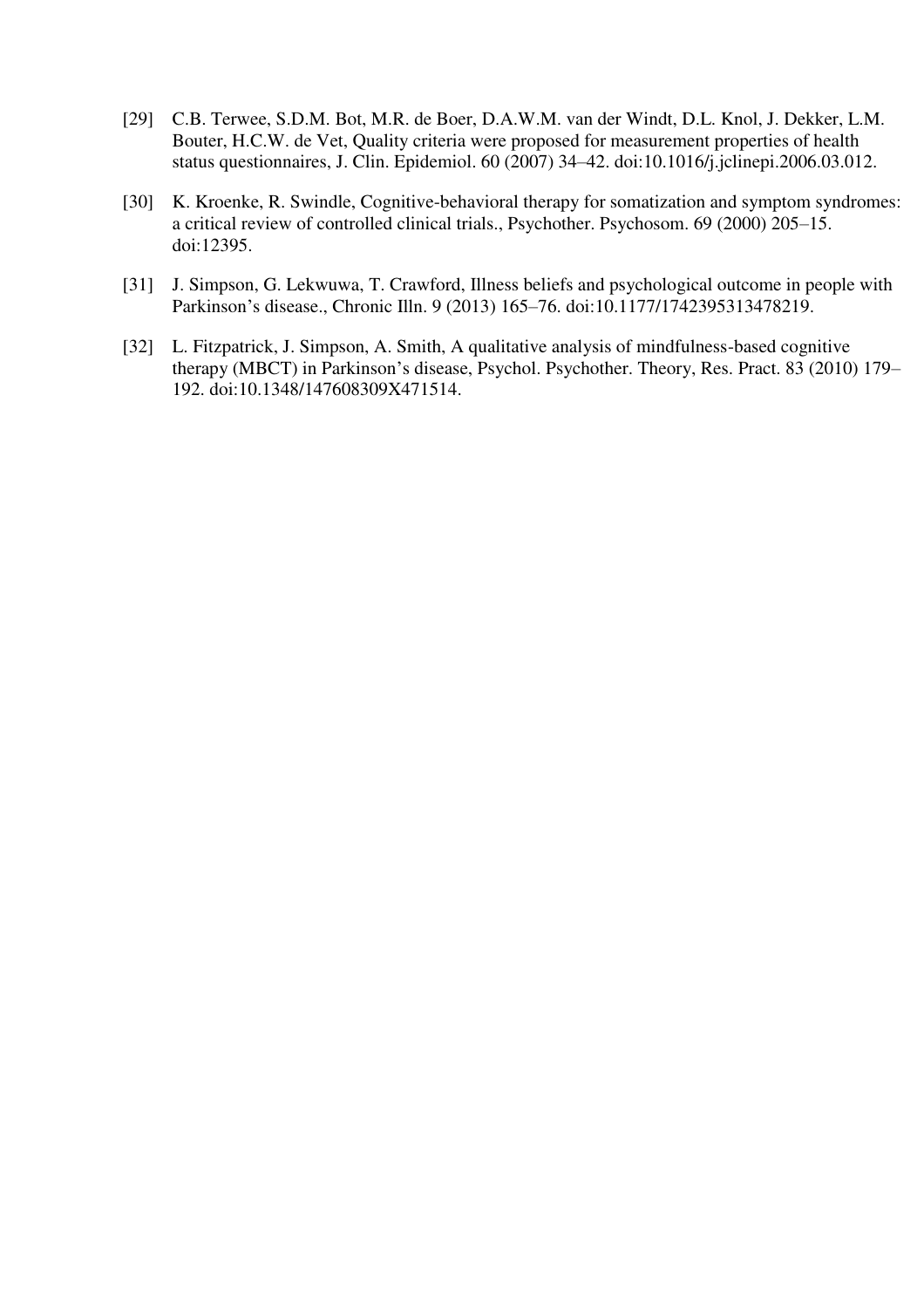[29] C.B. Terwee, S.D.M. Bot, M.R. de Boer, D.A.W.M. van der Windt, D.L. Knol, J. Dekker, L.M. Bouter, H.C.W. de Vet, Quality criteria were proposed for measurement properties of health status questionnaires, J. Clin. Epidemiol. 60 (2007) 34–42. doi:10.1016/j.jclinepi.2006.03.012.

[30] K. Kroenke, R. Swindle, Cognitive-behavioral therapy for somatization and symptom syndromes: a critical review of controlled clinical trials., Psychother. Psychosom. 69 (2000) 205–15. doi:12395.

[31] J. Simpson, G. Lekwuwa, T. Crawford, Illness beliefs and psychological outcome in people with Parkinson's disease., Chronic Illn. 9 (2013) 165–76. doi:10.1177/1742395313478219.

[32] L. Fitzpatrick, J. Simpson, A. Smith, A qualitative analysis of mindfulness-based cognitive therapy (MBCT) in Parkinson's disease, Psychol. Psychother. Theory, Res. Pract. 83 (2010) 179–192. doi:10.1348/147608309X471514.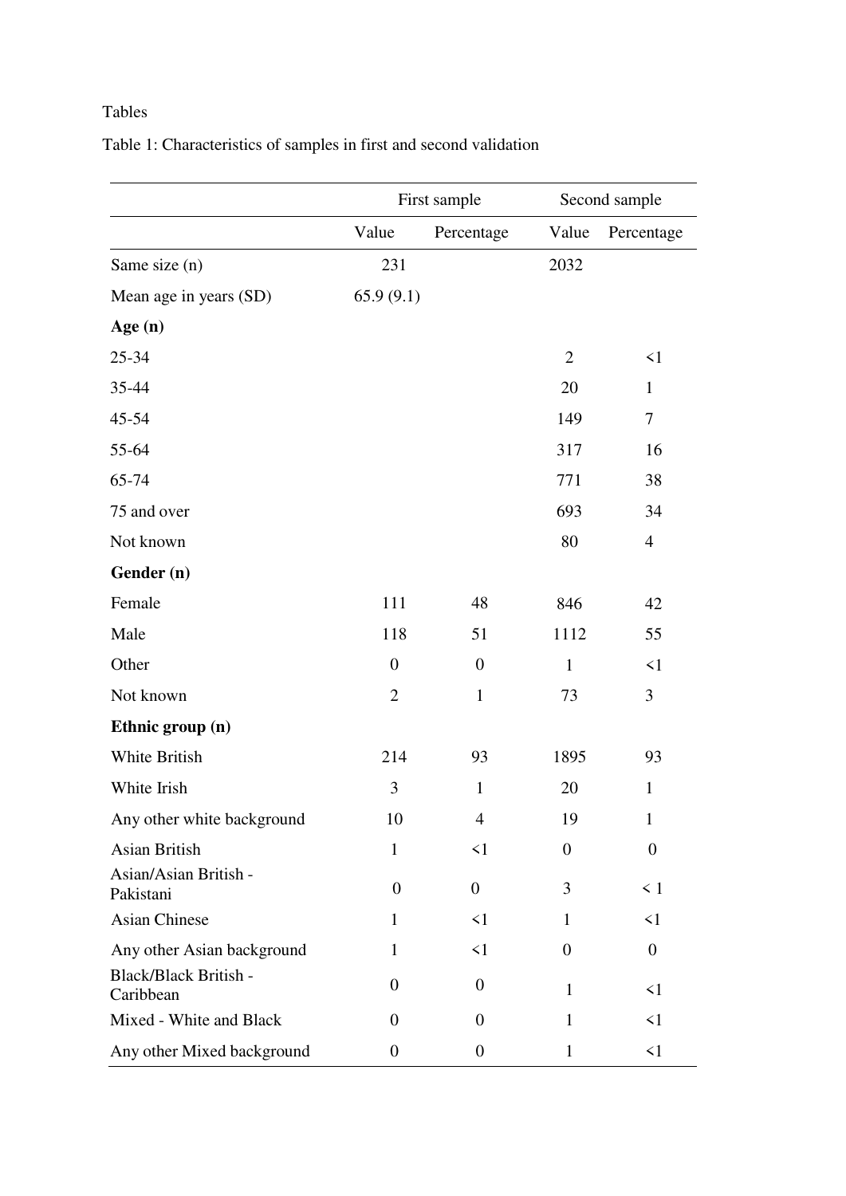Tables

Table 1: Characteristics of samples in first and second validation

| | First sample | | Second sample | |
|---|---|---|---|---|
| | Value | Percentage | Value | Percentage |
| Same size (n) | 231 | | 2032 | |
| Mean age in years (SD) | 65.9 (9.1) | | | |
| **Age (n)** | | | | |
| 25-34 | | | 2 | <1 |
| 35-44 | | | 20 | 1 |
| 45-54 | | | 149 | 7 |
| 55-64 | | | 317 | 16 |
| 65-74 | | | 771 | 38 |
| 75 and over | | | 693 | 34 |
| Not known | | | 80 | 4 |
| **Gender (n)** | | | | |
| Female | 111 | 48 | 846 | 42 |
| Male | 118 | 51 | 1112 | 55 |
| Other | 0 | 0 | 1 | <1 |
| Not known | 2 | 1 | 73 | 3 |
| **Ethnic group (n)** | | | | |
| White British | 214 | 93 | 1895 | 93 |
| White Irish | 3 | 1 | 20 | 1 |
| Any other white background | 10 | 4 | 19 | 1 |
| Asian British | 1 | <1 | 0 | 0 |
| Asian/Asian British - Pakistani | 0 | 0 | 3 | < 1 |
| Asian Chinese | 1 | <1 | 1 | <1 |
| Any other Asian background | 1 | <1 | 0 | 0 |
| Black/Black British - Caribbean | 0 | 0 | 1 | <1 |
| Mixed - White and Black | 0 | 0 | 1 | <1 |
| Any other Mixed background | 0 | 0 | 1 | <1 |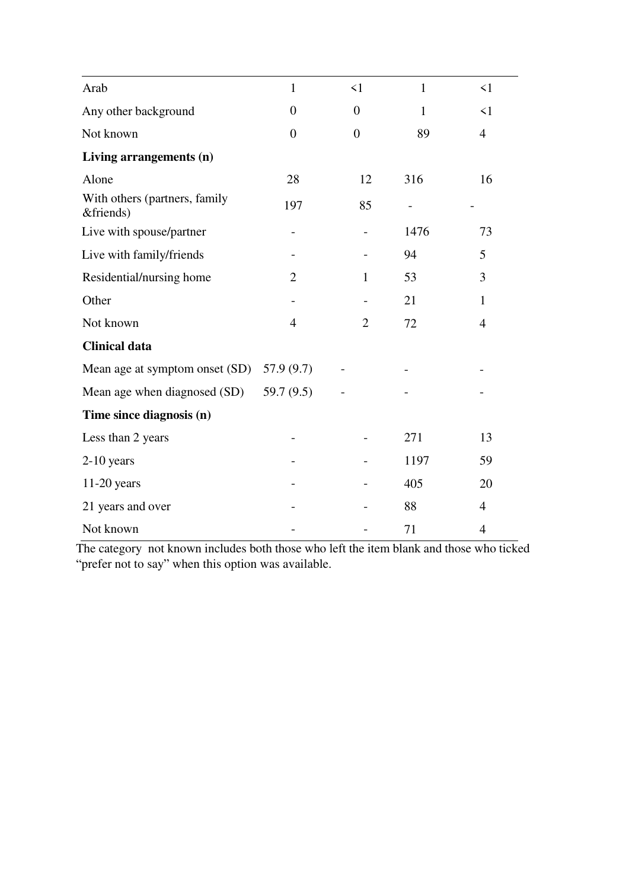| | | | | |
|---|---|---|---|---|
| Arab | 1 | <1 | 1 | <1 |
| Any other background | 0 | 0 | 1 | <1 |
| Not known | 0 | 0 | 89 | 4 |
| **Living arrangements (n)** | | | | |
| Alone | 28 | 12 | 316 | 16 |
| With others (partners, family &friends) | 197 | 85 | - | - |
| Live with spouse/partner | - | - | 1476 | 73 |
| Live with family/friends | - | - | 94 | 5 |
| Residential/nursing home | 2 | 1 | 53 | 3 |
| Other | - | - | 21 | 1 |
| Not known | 4 | 2 | 72 | 4 |
| **Clinical data** | | | | |
| Mean age at symptom onset (SD) | 57.9 (9.7) | - | - | - |
| Mean age when diagnosed (SD) | 59.7 (9.5) | - | - | - |
| **Time since diagnosis (n)** | | | | |
| Less than 2 years | - | - | 271 | 13 |
| 2-10 years | - | - | 1197 | 59 |
| 11-20 years | - | - | 405 | 20 |
| 21 years and over | - | - | 88 | 4 |
| Not known | - | - | 71 | 4 |

The category not known includes both those who left the item blank and those who ticked "prefer not to say" when this option was available.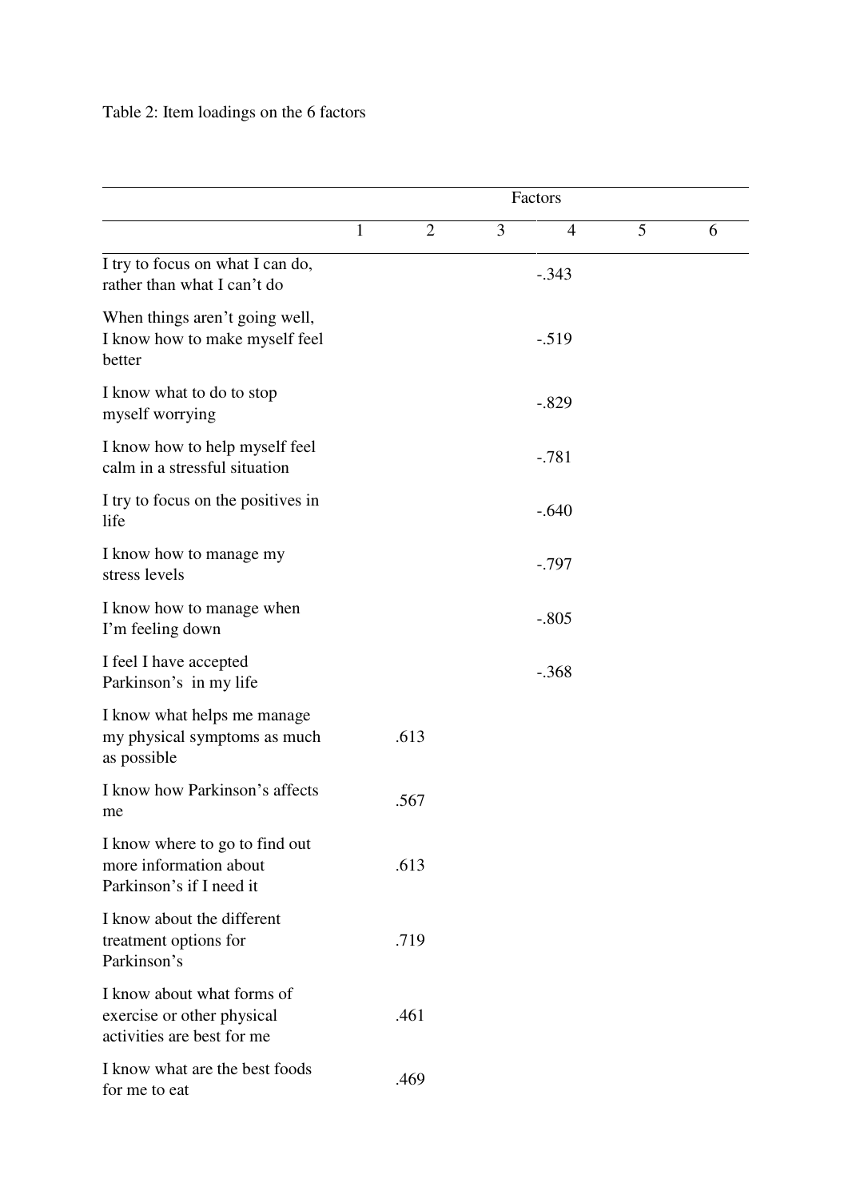Table 2: Item loadings on the 6 factors

| | Factors | | | | | |
|---|---|---|---|---|---|---|
| | 1 | 2 | 3 | 4 | 5 | 6 |
| I try to focus on what I can do, rather than what I can't do | | | | -.343 | | |
| When things aren't going well, I know how to make myself feel better | | | | -.519 | | |
| I know what to do to stop myself worrying | | | | -.829 | | |
| I know how to help myself feel calm in a stressful situation | | | | -.781 | | |
| I try to focus on the positives in life | | | | -.640 | | |
| I know how to manage my stress levels | | | | -.797 | | |
| I know how to manage when I'm feeling down | | | | -.805 | | |
| I feel I have accepted Parkinson's in my life | | | | -.368 | | |
| I know what helps me manage my physical symptoms as much as possible | | .613 | | | | |
| I know how Parkinson's affects me | | .567 | | | | |
| I know where to go to find out more information about Parkinson's if I need it | | .613 | | | | |
| I know about the different treatment options for Parkinson's | | .719 | | | | |
| I know about what forms of exercise or other physical activities are best for me | | .461 | | | | |
| I know what are the best foods for me to eat | | .469 | | | | |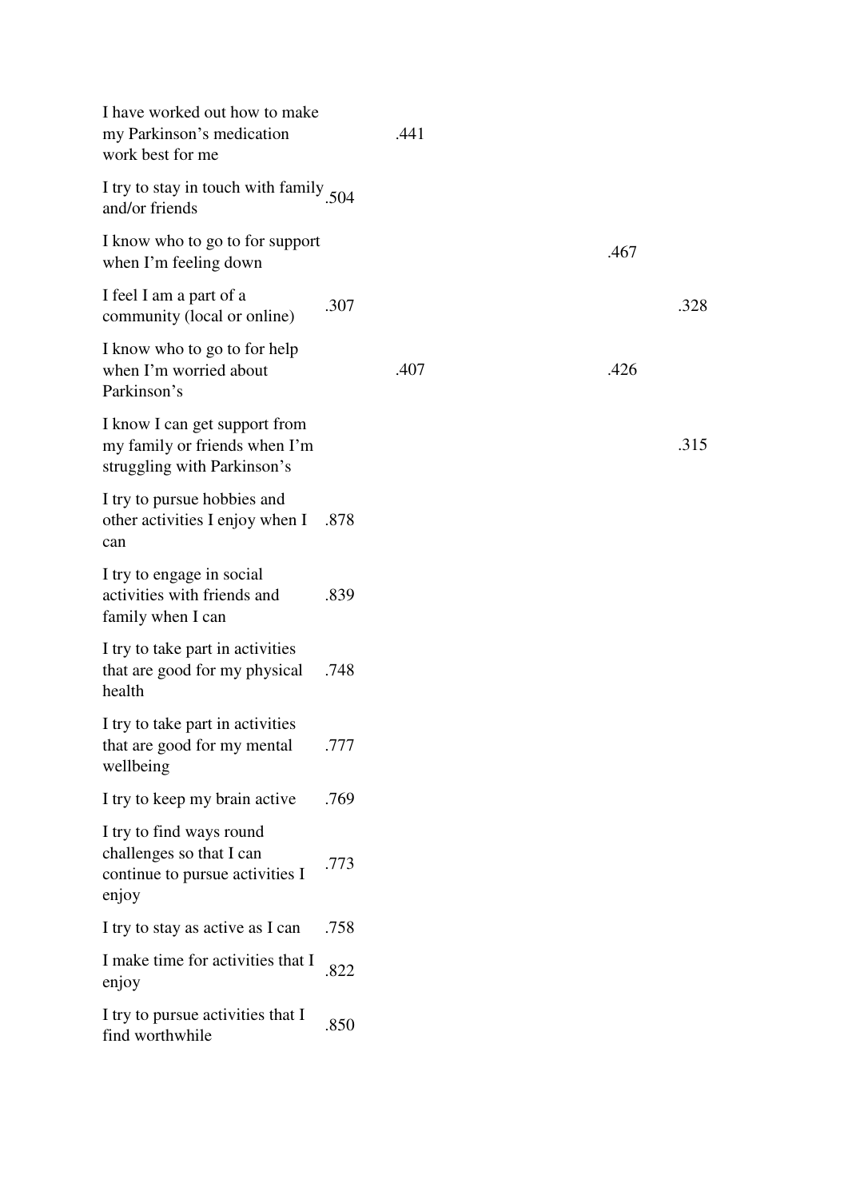| | | | | | |
|---|---|---|---|---|---|
| I have worked out how to make my Parkinson's medication work best for me | | .441 | | | |
| I try to stay in touch with family and/or friends | .504 | | | | |
| I know who to go to for support when I'm feeling down | | | | .467 | |
| I feel I am a part of a community (local or online) | .307 | | | | .328 |
| I know who to go to for help when I'm worried about Parkinson's | | .407 | | .426 | |
| I know I can get support from my family or friends when I'm struggling with Parkinson's | | | | | .315 |
| I try to pursue hobbies and other activities I enjoy when I can | .878 | | | | |
| I try to engage in social activities with friends and family when I can | .839 | | | | |
| I try to take part in activities that are good for my physical health | .748 | | | | |
| I try to take part in activities that are good for my mental wellbeing | .777 | | | | |
| I try to keep my brain active | .769 | | | | |
| I try to find ways round challenges so that I can continue to pursue activities I enjoy | .773 | | | | |
| I try to stay as active as I can | .758 | | | | |
| I make time for activities that I enjoy | .822 | | | | |
| I try to pursue activities that I find worthwhile | .850 | | | | |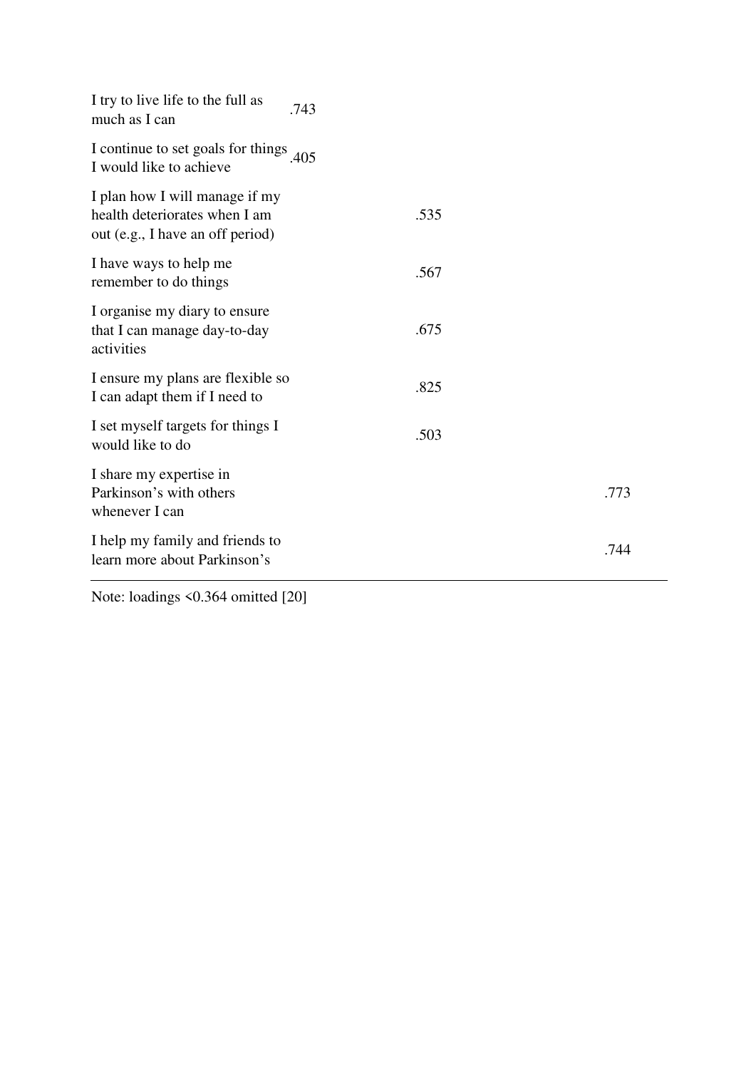| | | | | |
|---|---|---|---|---|
| I try to live life to the full as much as I can | .743 | | | |
| I continue to set goals for things I would like to achieve | .405 | | | |
| I plan how I will manage if my health deteriorates when I am out (e.g., I have an off period) | | .535 | | |
| I have ways to help me remember to do things | | .567 | | |
| I organise my diary to ensure that I can manage day-to-day activities | | .675 | | |
| I ensure my plans are flexible so I can adapt them if I need to | | .825 | | |
| I set myself targets for things I would like to do | | .503 | | |
| I share my expertise in Parkinson's with others whenever I can | | | | .773 |
| I help my family and friends to learn more about Parkinson's | | | | .744 |

Note: loadings <0.364 omitted [20]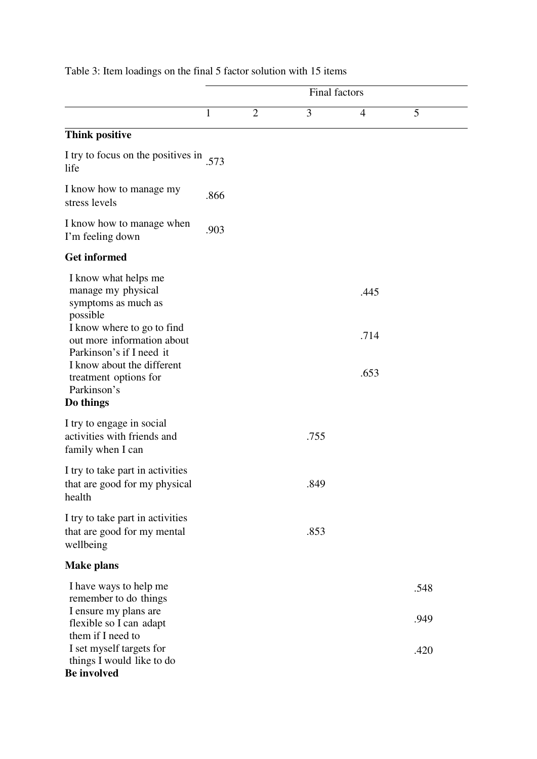Table 3: Item loadings on the final 5 factor solution with 15 items

| | Final factors | | | | |
|---|---|---|---|---|---|
| | 1 | 2 | 3 | 4 | 5 |
| **Think positive** | | | | | |
| I try to focus on the positives in life | .573 | | | | |
| I know how to manage my stress levels | .866 | | | | |
| I know how to manage when I'm feeling down | .903 | | | | |
| **Get informed** | | | | | |
| I know what helps me manage my physical symptoms as much as possible | | | | .445 | |
| I know where to go to find out more information about Parkinson's if I need it | | | | .714 | |
| I know about the different treatment options for Parkinson's | | | | .653 | |
| **Do things** | | | | | |
| I try to engage in social activities with friends and family when I can | | | .755 | | |
| I try to take part in activities that are good for my physical health | | | .849 | | |
| I try to take part in activities that are good for my mental wellbeing | | | .853 | | |
| **Make plans** | | | | | |
| I have ways to help me remember to do things | | | | | .548 |
| I ensure my plans are flexible so I can adapt them if I need to | | | | | .949 |
| I set myself targets for things I would like to do | | | | | .420 |
| **Be involved** | | | | | |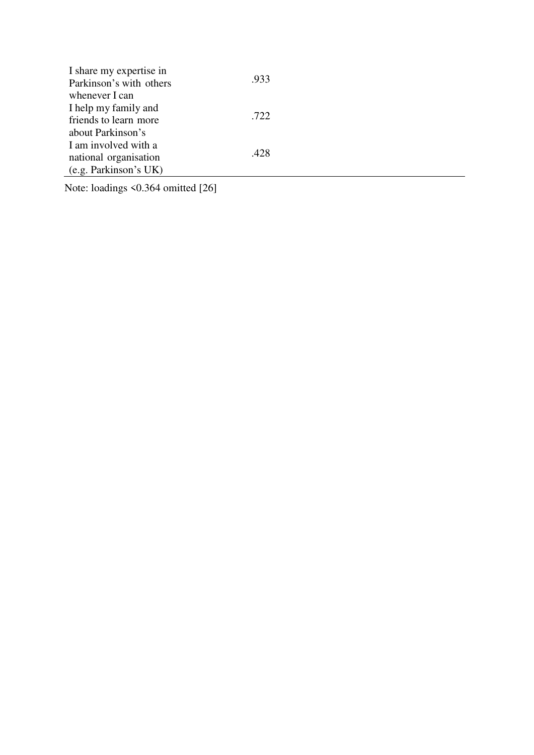| | |
|---|---|
| I share my expertise in Parkinson's with others whenever I can | .933 |
| I help my family and friends to learn more about Parkinson's | .722 |
| I am involved with a national organisation (e.g. Parkinson's UK) | .428 |

Note: loadings <0.364 omitted [26]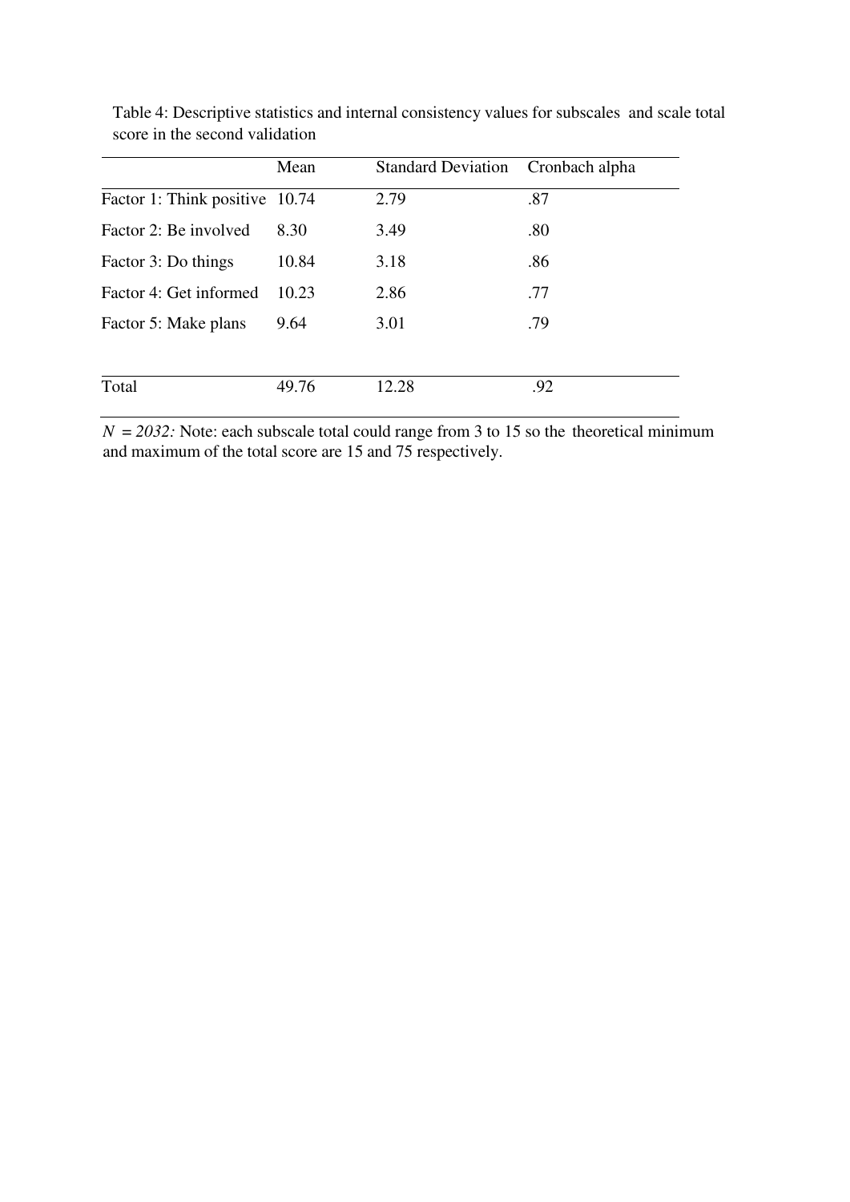Table 4: Descriptive statistics and internal consistency values for subscales and scale total score in the second validation

| | Mean | Standard Deviation | Cronbach alpha |
|---|---|---|---|
| Factor 1: Think positive | 10.74 | 2.79 | .87 |
| Factor 2: Be involved | 8.30 | 3.49 | .80 |
| Factor 3: Do things | 10.84 | 3.18 | .86 |
| Factor 4: Get informed | 10.23 | 2.86 | .77 |
| Factor 5: Make plans | 9.64 | 3.01 | .79 |
| Total | 49.76 | 12.28 | .92 |

*N = 2032:* Note: each subscale total could range from 3 to 15 so the theoretical minimum and maximum of the total score are 15 and 75 respectively.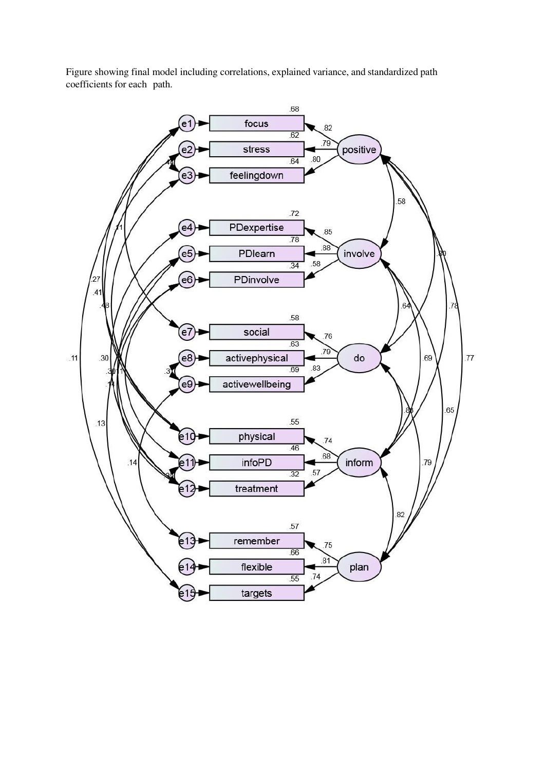Figure showing final model including correlations, explained variance, and standardized path coefficients for each path.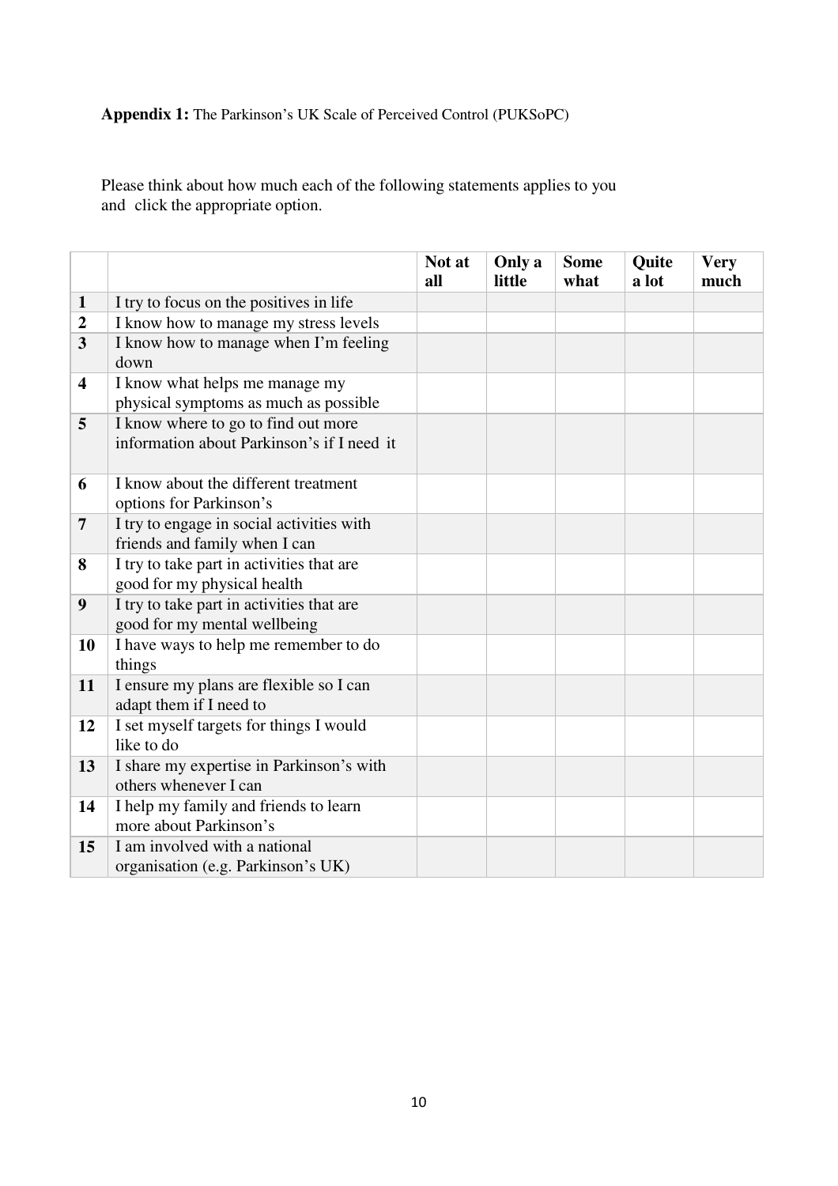**Appendix 1:** The Parkinson's UK Scale of Perceived Control (PUKSoPC)

Please think about how much each of the following statements applies to you and click the appropriate option.

| | | Not at all | Only a little | Some what | Quite a lot | Very much |
|---|---|---|---|---|---|---|
| **1** | I try to focus on the positives in life | | | | | |
| **2** | I know how to manage my stress levels | | | | | |
| **3** | I know how to manage when I'm feeling down | | | | | |
| **4** | I know what helps me manage my physical symptoms as much as possible | | | | | |
| **5** | I know where to go to find out more information about Parkinson's if I need it | | | | | |
| **6** | I know about the different treatment options for Parkinson's | | | | | |
| **7** | I try to engage in social activities with friends and family when I can | | | | | |
| **8** | I try to take part in activities that are good for my physical health | | | | | |
| **9** | I try to take part in activities that are good for my mental wellbeing | | | | | |
| **10** | I have ways to help me remember to do things | | | | | |
| **11** | I ensure my plans are flexible so I can adapt them if I need to | | | | | |
| **12** | I set myself targets for things I would like to do | | | | | |
| **13** | I share my expertise in Parkinson's with others whenever I can | | | | | |
| **14** | I help my family and friends to learn more about Parkinson's | | | | | |
| **15** | I am involved with a national organisation (e.g. Parkinson's UK) | | | | | |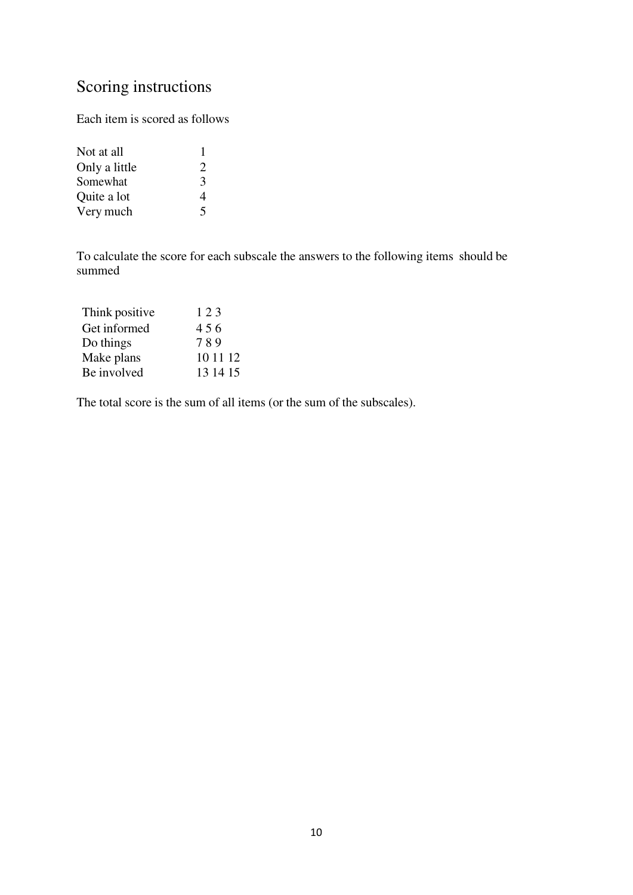## Scoring instructions

Each item is scored as follows

| | |
|---|---|
| Not at all | 1 |
| Only a little | 2 |
| Somewhat | 3 |
| Quite a lot | 4 |
| Very much | 5 |

To calculate the score for each subscale the answers to the following items should be summed

| | |
|---|---|
| Think positive | 1 2 3 |
| Get informed | 4 5 6 |
| Do things | 7 8 9 |
| Make plans | 10 11 12 |
| Be involved | 13 14 15 |

The total score is the sum of all items (or the sum of the subscales).